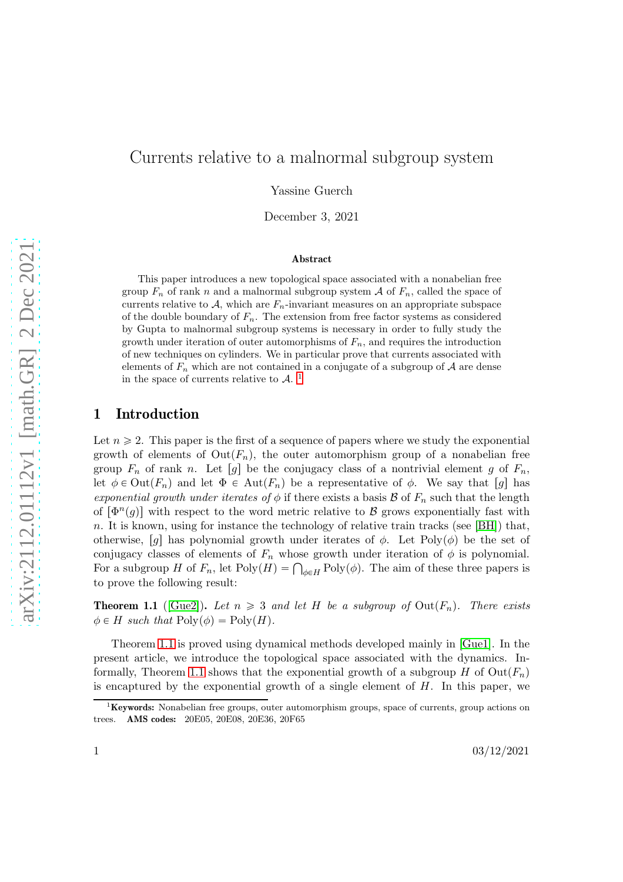# Currents relative to a malnormal subgroup system

Yassine Guerch

December 3, 2021

### Abstract

This paper introduces a new topological space associated with a nonabelian free group $F_n$ of rank $n$ and a malnormal subgroup system $\mathcal{A}$ of $F_n$, called the space of currents relative to $\mathcal{A}$, which are $F_n$-invariant measures on an appropriate subspace of the double boundary of $F_n$. The extension from free factor systems as considered by Gupta to malnormal subgroup systems is necessary in order to fully study the growth under iteration of outer automorphisms of $F_n$, and requires the introduction of new techniques on cylinders. We in particular prove that currents associated with elements of $F_n$ which are not contained in a conjugate of a subgroup of $\mathcal{A}$ are dense in the space of currents relative to $\mathcal{A}$. [1]

## 1 Introduction

Let $n \geqslant 2$. This paper is the first of a sequence of papers where we study the exponential growth of elements of $\mathrm{Out}(F_n)$, the outer automorphism group of a nonabelian free group $F_n$ of rank $n$. Let $[g]$ be the conjugacy class of a nontrivial element $g$ of $F_n$, let $\phi \in \mathrm{Out}(F_n)$ and let $\Phi \in \mathrm{Aut}(F_n)$ be a representative of $\phi$. We say that $[g]$ has *exponential growth under iterates of* $\phi$ if there exists a basis $\mathcal{B}$ of $F_n$ such that the length of $[\Phi^n(g)]$ with respect to the word metric relative to $\mathcal{B}$ grows exponentially fast with $n$. It is known, using for instance the technology of relative train tracks (see [BH]) that, otherwise, $[g]$ has polynomial growth under iterates of $\phi$. Let $\mathrm{Poly}(\phi)$ be the set of conjugacy classes of elements of $F_n$ whose growth under iteration of $\phi$ is polynomial. For a subgroup $H$ of $F_n$, let $\mathrm{Poly}(H) = \bigcap_{\phi \in H} \mathrm{Poly}(\phi)$. The aim of these three papers is to prove the following result:

**Theorem 1.1** ([Gue2]). *Let $n \geqslant 3$ and let $H$ be a subgroup of $\mathrm{Out}(F_n)$. There exists $\phi \in H$ such that $\mathrm{Poly}(\phi) = \mathrm{Poly}(H)$.*

Theorem 1.1 is proved using dynamical methods developed mainly in [Gue1]. In the present article, we introduce the topological space associated with the dynamics. Informally, Theorem 1.1 shows that the exponential growth of a subgroup $H$ of $\mathrm{Out}(F_n)$ is encaptured by the exponential growth of a single element of $H$. In this paper, we

[1] **Keywords:** Nonabelian free groups, outer automorphism groups, space of currents, group actions on trees. **AMS codes:** 20E05, 20E08, 20E36, 20F65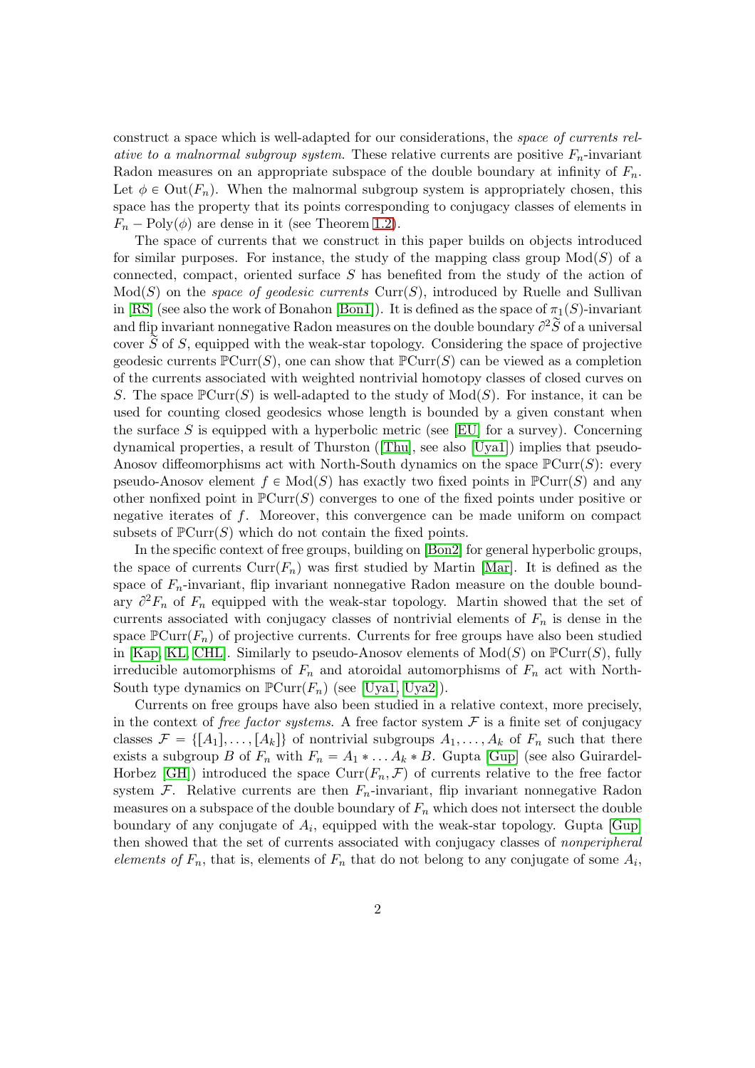construct a space which is well-adapted for our considerations, the *space of currents relative to a malnormal subgroup system*. These relative currents are positive $F_n$-invariant Radon measures on an appropriate subspace of the double boundary at infinity of $F_n$. Let $\phi \in \mathrm{Out}(F_n)$. When the malnormal subgroup system is appropriately chosen, this space has the property that its points corresponding to conjugacy classes of elements in $F_n - \mathrm{Poly}(\phi)$ are dense in it (see Theorem 1.2).

The space of currents that we construct in this paper builds on objects introduced for similar purposes. For instance, the study of the mapping class group $\mathrm{Mod}(S)$ of a connected, compact, oriented surface $S$ has benefited from the study of the action of $\mathrm{Mod}(S)$ on the *space of geodesic currents* $\mathrm{Curr}(S)$, introduced by Ruelle and Sullivan in [RS] (see also the work of Bonahon [Bon1]). It is defined as the space of $\pi_1(S)$-invariant and flip invariant nonnegative Radon measures on the double boundary $\partial^2\widetilde{S}$ of a universal cover $\widetilde{S}$ of $S$, equipped with the weak-star topology. Considering the space of projective geodesic currents $\mathbb{P}\mathrm{Curr}(S)$, one can show that $\mathbb{P}\mathrm{Curr}(S)$ can be viewed as a completion of the currents associated with weighted nontrivial homotopy classes of closed curves on $S$. The space $\mathbb{P}\mathrm{Curr}(S)$ is well-adapted to the study of $\mathrm{Mod}(S)$. For instance, it can be used for counting closed geodesics whose length is bounded by a given constant when the surface $S$ is equipped with a hyperbolic metric (see [EU] for a survey). Concerning dynamical properties, a result of Thurston ([Thu], see also [Uya1]) implies that pseudo-Anosov diffeomorphisms act with North-South dynamics on the space $\mathbb{P}\mathrm{Curr}(S)$: every pseudo-Anosov element $f \in \mathrm{Mod}(S)$ has exactly two fixed points in $\mathbb{P}\mathrm{Curr}(S)$ and any other nonfixed point in $\mathbb{P}\mathrm{Curr}(S)$ converges to one of the fixed points under positive or negative iterates of $f$. Moreover, this convergence can be made uniform on compact subsets of $\mathbb{P}\mathrm{Curr}(S)$ which do not contain the fixed points.

In the specific context of free groups, building on [Bon2] for general hyperbolic groups, the space of currents $\mathrm{Curr}(F_n)$ was first studied by Martin [Mar]. It is defined as the space of $F_n$-invariant, flip invariant nonnegative Radon measure on the double boundary $\partial^2 F_n$ of $F_n$ equipped with the weak-star topology. Martin showed that the set of currents associated with conjugacy classes of nontrivial elements of $F_n$ is dense in the space $\mathbb{P}\mathrm{Curr}(F_n)$ of projective currents. Currents for free groups have also been studied in [Kap, KL, CHL]. Similarly to pseudo-Anosov elements of $\mathrm{Mod}(S)$ on $\mathbb{P}\mathrm{Curr}(S)$, fully irreducible automorphisms of $F_n$ and atoroidal automorphisms of $F_n$ act with North-South type dynamics on $\mathbb{P}\mathrm{Curr}(F_n)$ (see [Uya1, Uya2]).

Currents on free groups have also been studied in a relative context, more precisely, in the context of *free factor systems*. A free factor system $\mathcal{F}$ is a finite set of conjugacy classes $\mathcal{F} = \{[A_1], \dots, [A_k]\}$ of nontrivial subgroups $A_1, \dots, A_k$ of $F_n$ such that there exists a subgroup $B$ of $F_n$ with $F_n = A_1 * \dots A_k * B$. Gupta [Gup] (see also Guirardel-Horbez [GH]) introduced the space $\mathrm{Curr}(F_n, \mathcal{F})$ of currents relative to the free factor system $\mathcal{F}$. Relative currents are then $F_n$-invariant, flip invariant nonnegative Radon measures on a subspace of the double boundary of $F_n$ which does not intersect the double boundary of any conjugate of $A_i$, equipped with the weak-star topology. Gupta [Gup] then showed that the set of currents associated with conjugacy classes of *nonperipheral elements of* $F_n$, that is, elements of $F_n$ that do not belong to any conjugate of some $A_i$,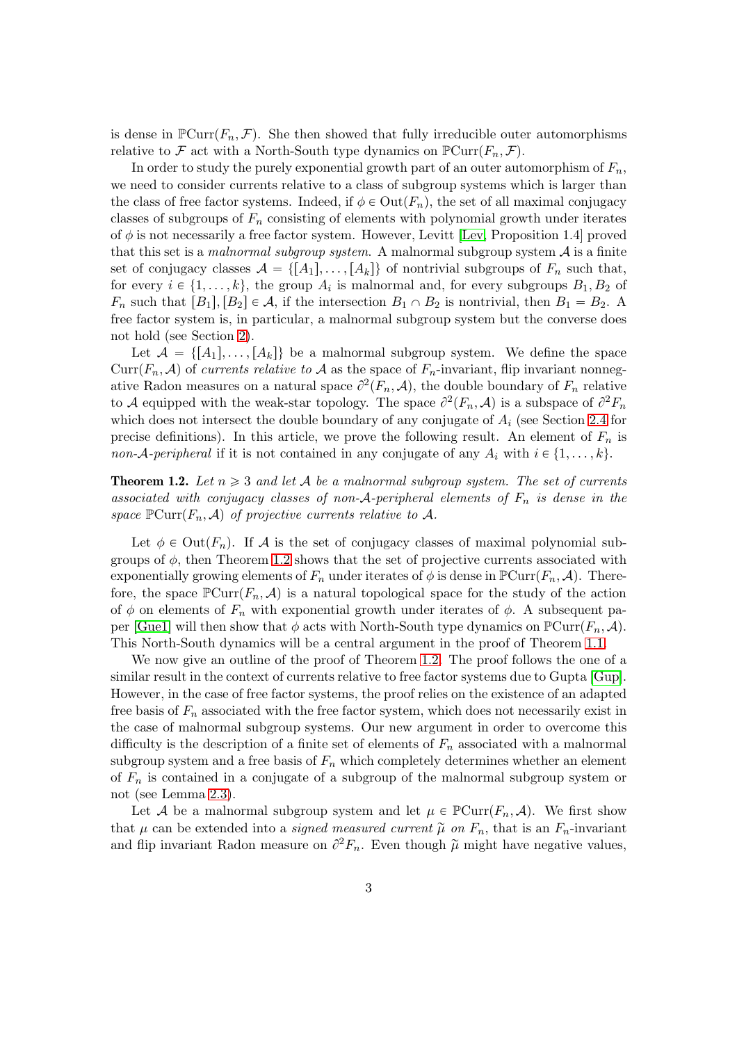is dense in $\mathbb{P}\mathrm{Curr}(F_n, \mathcal{F})$. She then showed that fully irreducible outer automorphisms relative to $\mathcal{F}$ act with a North-South type dynamics on $\mathbb{P}\mathrm{Curr}(F_n, \mathcal{F})$.

In order to study the purely exponential growth part of an outer automorphism of $F_n$, we need to consider currents relative to a class of subgroup systems which is larger than the class of free factor systems. Indeed, if $\phi \in \mathrm{Out}(F_n)$, the set of all maximal conjugacy classes of subgroups of $F_n$ consisting of elements with polynomial growth under iterates of $\phi$ is not necessarily a free factor system. However, Levitt [Lev, Proposition 1.4] proved that this set is a *malnormal subgroup system*. A malnormal subgroup system $\mathcal{A}$ is a finite set of conjugacy classes $\mathcal{A} = \{[A_1], \ldots, [A_k]\}$ of nontrivial subgroups of $F_n$ such that, for every $i \in \{1, \ldots, k\}$, the group $A_i$ is malnormal and, for every subgroups $B_1, B_2$ of $F_n$ such that $[B_1], [B_2] \in \mathcal{A}$, if the intersection $B_1 \cap B_2$ is nontrivial, then $B_1 = B_2$. A free factor system is, in particular, a malnormal subgroup system but the converse does not hold (see Section 2).

Let $\mathcal{A} = \{[A_1], \ldots, [A_k]\}$ be a malnormal subgroup system. We define the space $\mathrm{Curr}(F_n, \mathcal{A})$ of *currents relative to* $\mathcal{A}$ as the space of $F_n$-invariant, flip invariant nonnegative Radon measures on a natural space $\partial^2(F_n, \mathcal{A})$, the double boundary of $F_n$ relative to $\mathcal{A}$ equipped with the weak-star topology. The space $\partial^2(F_n, \mathcal{A})$ is a subspace of $\partial^2 F_n$ which does not intersect the double boundary of any conjugate of $A_i$ (see Section 2.4 for precise definitions). In this article, we prove the following result. An element of $F_n$ is *non-$\mathcal{A}$-peripheral* if it is not contained in any conjugate of any $A_i$ with $i \in \{1, \ldots, k\}$.

**Theorem 1.2.** *Let $n \geqslant 3$ and let $\mathcal{A}$ be a malnormal subgroup system. The set of currents associated with conjugacy classes of non-$\mathcal{A}$-peripheral elements of $F_n$ is dense in the space $\mathbb{P}\mathrm{Curr}(F_n, \mathcal{A})$ of projective currents relative to $\mathcal{A}$.*

Let $\phi \in \mathrm{Out}(F_n)$. If $\mathcal{A}$ is the set of conjugacy classes of maximal polynomial subgroups of $\phi$, then Theorem 1.2 shows that the set of projective currents associated with exponentially growing elements of $F_n$ under iterates of $\phi$ is dense in $\mathbb{P}\mathrm{Curr}(F_n, \mathcal{A})$. Therefore, the space $\mathbb{P}\mathrm{Curr}(F_n, \mathcal{A})$ is a natural topological space for the study of the action of $\phi$ on elements of $F_n$ with exponential growth under iterates of $\phi$. A subsequent paper [Gue1] will then show that $\phi$ acts with North-South type dynamics on $\mathbb{P}\mathrm{Curr}(F_n, \mathcal{A})$. This North-South dynamics will be a central argument in the proof of Theorem 1.1.

We now give an outline of the proof of Theorem 1.2. The proof follows the one of a similar result in the context of currents relative to free factor systems due to Gupta [Gup]. However, in the case of free factor systems, the proof relies on the existence of an adapted free basis of $F_n$ associated with the free factor system, which does not necessarily exist in the case of malnormal subgroup systems. Our new argument in order to overcome this difficulty is the description of a finite set of elements of $F_n$ associated with a malnormal subgroup system and a free basis of $F_n$ which completely determines whether an element of $F_n$ is contained in a conjugate of a subgroup of the malnormal subgroup system or not (see Lemma 2.3).

Let $\mathcal{A}$ be a malnormal subgroup system and let $\mu \in \mathbb{P}\mathrm{Curr}(F_n, \mathcal{A})$. We first show that $\mu$ can be extended into a *signed measured current* $\widetilde{\mu}$ *on* $F_n$, that is an $F_n$-invariant and flip invariant Radon measure on $\partial^2 F_n$. Even though $\widetilde{\mu}$ might have negative values,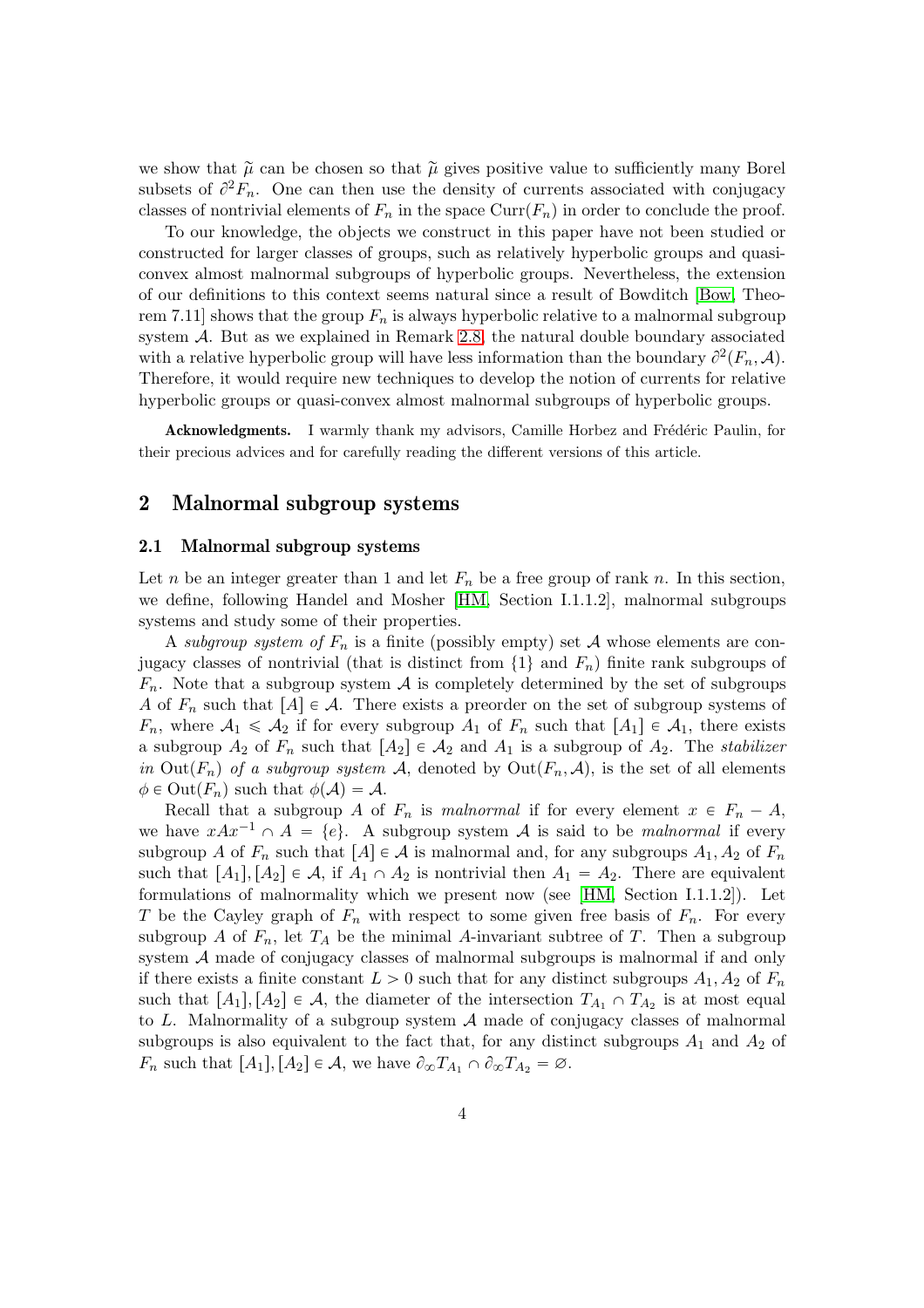we show that $\widetilde{\mu}$ can be chosen so that $\widetilde{\mu}$ gives positive value to sufficiently many Borel subsets of $\partial^2 F_n$. One can then use the density of currents associated with conjugacy classes of nontrivial elements of $F_n$ in the space $\mathrm{Curr}(F_n)$ in order to conclude the proof.

To our knowledge, the objects we construct in this paper have not been studied or constructed for larger classes of groups, such as relatively hyperbolic groups and quasi-convex almost malnormal subgroups of hyperbolic groups. Nevertheless, the extension of our definitions to this context seems natural since a result of Bowditch [Bow, Theorem 7.11] shows that the group $F_n$ is always hyperbolic relative to a malnormal subgroup system $\mathcal{A}$. But as we explained in Remark 2.8, the natural double boundary associated with a relative hyperbolic group will have less information than the boundary $\partial^2(F_n, \mathcal{A})$. Therefore, it would require new techniques to develop the notion of currents for relative hyperbolic groups or quasi-convex almost malnormal subgroups of hyperbolic groups.

**Acknowledgments.** I warmly thank my advisors, Camille Horbez and Frédéric Paulin, for their precious advices and for carefully reading the different versions of this article.

## 2 Malnormal subgroup systems

### 2.1 Malnormal subgroup systems

Let $n$ be an integer greater than 1 and let $F_n$ be a free group of rank $n$. In this section, we define, following Handel and Mosher [HM, Section I.1.1.2], malnormal subgroups systems and study some of their properties.

A *subgroup system of* $F_n$ is a finite (possibly empty) set $\mathcal{A}$ whose elements are conjugacy classes of nontrivial (that is distinct from $\{1\}$ and $F_n$) finite rank subgroups of $F_n$. Note that a subgroup system $\mathcal{A}$ is completely determined by the set of subgroups $A$ of $F_n$ such that $[A] \in \mathcal{A}$. There exists a preorder on the set of subgroup systems of $F_n$, where $\mathcal{A}_1 \leqslant \mathcal{A}_2$ if for every subgroup $A_1$ of $F_n$ such that $[A_1] \in \mathcal{A}_1$, there exists a subgroup $A_2$ of $F_n$ such that $[A_2] \in \mathcal{A}_2$ and $A_1$ is a subgroup of $A_2$. The *stabilizer in* $\mathrm{Out}(F_n)$ *of a subgroup system* $\mathcal{A}$, denoted by $\mathrm{Out}(F_n, \mathcal{A})$, is the set of all elements $\phi \in \mathrm{Out}(F_n)$ such that $\phi(\mathcal{A}) = \mathcal{A}$.

Recall that a subgroup $A$ of $F_n$ is *malnormal* if for every element $x \in F_n - A$, we have $xAx^{-1} \cap A = \{e\}$. A subgroup system $\mathcal{A}$ is said to be *malnormal* if every subgroup $A$ of $F_n$ such that $[A] \in \mathcal{A}$ is malnormal and, for any subgroups $A_1, A_2$ of $F_n$ such that $[A_1], [A_2] \in \mathcal{A}$, if $A_1 \cap A_2$ is nontrivial then $A_1 = A_2$. There are equivalent formulations of malnormality which we present now (see [HM, Section I.1.1.2]). Let $T$ be the Cayley graph of $F_n$ with respect to some given free basis of $F_n$. For every subgroup $A$ of $F_n$, let $T_A$ be the minimal $A$-invariant subtree of $T$. Then a subgroup system $\mathcal{A}$ made of conjugacy classes of malnormal subgroups is malnormal if and only if there exists a finite constant $L > 0$ such that for any distinct subgroups $A_1, A_2$ of $F_n$ such that $[A_1], [A_2] \in \mathcal{A}$, the diameter of the intersection $T_{A_1} \cap T_{A_2}$ is at most equal to $L$. Malnormality of a subgroup system $\mathcal{A}$ made of conjugacy classes of malnormal subgroups is also equivalent to the fact that, for any distinct subgroups $A_1$ and $A_2$ of $F_n$ such that $[A_1], [A_2] \in \mathcal{A}$, we have $\partial_\infty T_{A_1} \cap \partial_\infty T_{A_2} = \varnothing$.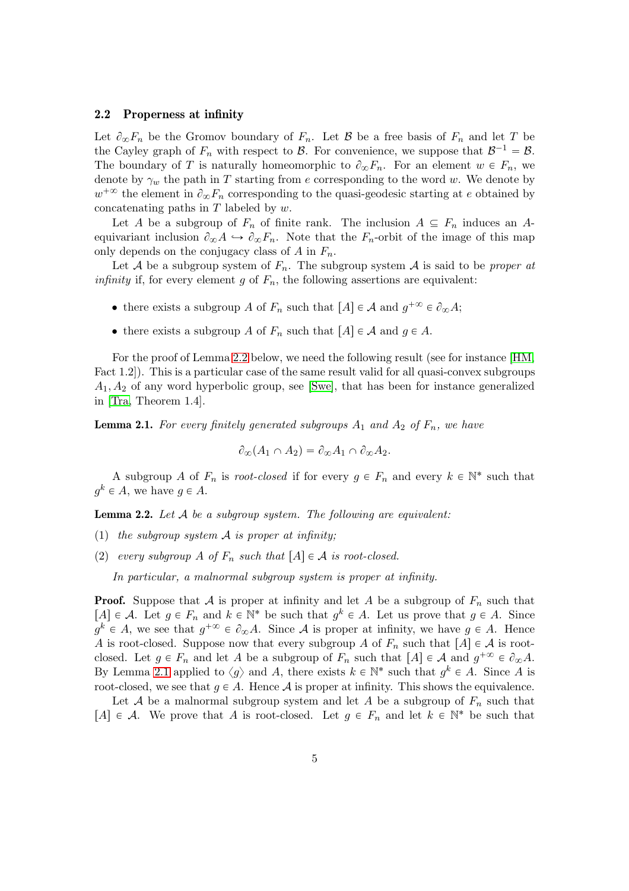### 2.2 Properness at infinity

Let $\partial_\infty F_n$ be the Gromov boundary of $F_n$. Let $\mathcal{B}$ be a free basis of $F_n$ and let $T$ be the Cayley graph of $F_n$ with respect to $\mathcal{B}$. For convenience, we suppose that $\mathcal{B}^{-1} = \mathcal{B}$. The boundary of $T$ is naturally homeomorphic to $\partial_\infty F_n$. For an element $w \in F_n$, we denote by $\gamma_w$ the path in $T$ starting from $e$ corresponding to the word $w$. We denote by $w^{+\infty}$ the element in $\partial_\infty F_n$ corresponding to the quasi-geodesic starting at $e$ obtained by concatenating paths in $T$ labeled by $w$.

Let $A$ be a subgroup of $F_n$ of finite rank. The inclusion $A \subseteq F_n$ induces an $A$-equivariant inclusion $\partial_\infty A \hookrightarrow \partial_\infty F_n$. Note that the $F_n$-orbit of the image of this map only depends on the conjugacy class of $A$ in $F_n$.

Let $\mathcal{A}$ be a subgroup system of $F_n$. The subgroup system $\mathcal{A}$ is said to be *proper at infinity* if, for every element $g$ of $F_n$, the following assertions are equivalent:

- there exists a subgroup $A$ of $F_n$ such that $[A] \in \mathcal{A}$ and $g^{+\infty} \in \partial_\infty A$;
- there exists a subgroup $A$ of $F_n$ such that $[A] \in \mathcal{A}$ and $g \in A$.

For the proof of Lemma 2.2 below, we need the following result (see for instance [HM, Fact 1.2]). This is a particular case of the same result valid for all quasi-convex subgroups $A_1, A_2$ of any word hyperbolic group, see [Swe], that has been for instance generalized in [Tra, Theorem 1.4].

**Lemma 2.1.** *For every finitely generated subgroups $A_1$ and $A_2$ of $F_n$, we have*

$$\partial_\infty(A_1 \cap A_2) = \partial_\infty A_1 \cap \partial_\infty A_2.$$

A subgroup $A$ of $F_n$ is *root-closed* if for every $g \in F_n$ and every $k \in \mathbb{N}^*$ such that $g^k \in A$, we have $g \in A$.

**Lemma 2.2.** *Let $\mathcal{A}$ be a subgroup system. The following are equivalent:*

(1) *the subgroup system $\mathcal{A}$ is proper at infinity;*

(2) *every subgroup $A$ of $F_n$ such that $[A] \in \mathcal{A}$ is root-closed.*

*In particular, a malnormal subgroup system is proper at infinity.*

**Proof.** Suppose that $\mathcal{A}$ is proper at infinity and let $A$ be a subgroup of $F_n$ such that $[A] \in \mathcal{A}$. Let $g \in F_n$ and $k \in \mathbb{N}^*$ be such that $g^k \in A$. Let us prove that $g \in A$. Since $g^k \in A$, we see that $g^{+\infty} \in \partial_\infty A$. Since $\mathcal{A}$ is proper at infinity, we have $g \in A$. Hence $A$ is root-closed. Suppose now that every subgroup $A$ of $F_n$ such that $[A] \in \mathcal{A}$ is root-closed. Let $g \in F_n$ and let $A$ be a subgroup of $F_n$ such that $[A] \in \mathcal{A}$ and $g^{+\infty} \in \partial_\infty A$. By Lemma 2.1 applied to $\langle g \rangle$ and $A$, there exists $k \in \mathbb{N}^*$ such that $g^k \in A$. Since $A$ is root-closed, we see that $g \in A$. Hence $\mathcal{A}$ is proper at infinity. This shows the equivalence.

Let $\mathcal{A}$ be a malnormal subgroup system and let $A$ be a subgroup of $F_n$ such that $[A] \in \mathcal{A}$. We prove that $A$ is root-closed. Let $g \in F_n$ and let $k \in \mathbb{N}^*$ be such that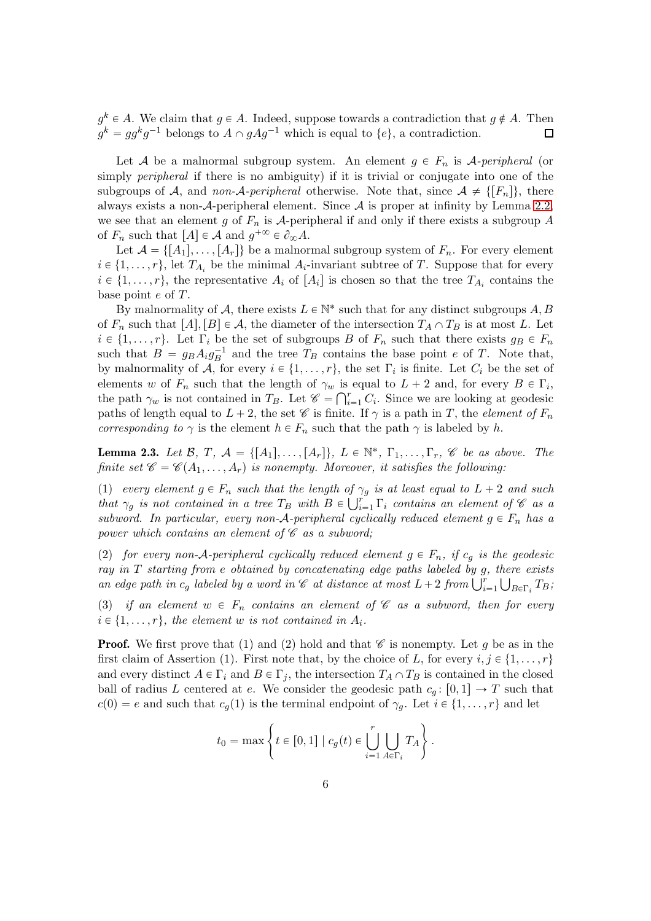$g^k \in A$. We claim that $g \in A$. Indeed, suppose towards a contradiction that $g \notin A$. Then $g^k = gg^kg^{-1}$ belongs to $A \cap gAg^{-1}$ which is equal to $\{e\}$, a contradiction. $\square$

Let $\mathcal{A}$ be a malnormal subgroup system. An element $g \in F_n$ is *$\mathcal{A}$-peripheral* (or simply *peripheral* if there is no ambiguity) if it is trivial or conjugate into one of the subgroups of $\mathcal{A}$, and *non-$\mathcal{A}$-peripheral* otherwise. Note that, since $\mathcal{A} \neq \{[F_n]\}$, there always exists a non-$\mathcal{A}$-peripheral element. Since $\mathcal{A}$ is proper at infinity by Lemma 2.2, we see that an element $g$ of $F_n$ is $\mathcal{A}$-peripheral if and only if there exists a subgroup $A$ of $F_n$ such that $[A] \in \mathcal{A}$ and $g^{+\infty} \in \partial_\infty A$.

Let $\mathcal{A} = \{[A_1], \ldots, [A_r]\}$ be a malnormal subgroup system of $F_n$. For every element $i \in \{1, \ldots, r\}$, let $T_{A_i}$ be the minimal $A_i$-invariant subtree of $T$. Suppose that for every $i \in \{1, \ldots, r\}$, the representative $A_i$ of $[A_i]$ is chosen so that the tree $T_{A_i}$ contains the base point $e$ of $T$.

By malnormality of $\mathcal{A}$, there exists $L \in \mathbb{N}^*$ such that for any distinct subgroups $A, B$ of $F_n$ such that $[A], [B] \in \mathcal{A}$, the diameter of the intersection $T_A \cap T_B$ is at most $L$. Let $i \in \{1, \ldots, r\}$. Let $\Gamma_i$ be the set of subgroups $B$ of $F_n$ such that there exists $g_B \in F_n$ such that $B = g_B A_i g_B^{-1}$ and the tree $T_B$ contains the base point $e$ of $T$. Note that, by malnormality of $\mathcal{A}$, for every $i \in \{1, \ldots, r\}$, the set $\Gamma_i$ is finite. Let $C_i$ be the set of elements $w$ of $F_n$ such that the length of $\gamma_w$ is equal to $L+2$ and, for every $B \in \Gamma_i$, the path $\gamma_w$ is not contained in $T_B$. Let $\mathscr{C} = \bigcap_{i=1}^r C_i$. Since we are looking at geodesic paths of length equal to $L+2$, the set $\mathscr{C}$ is finite. If $\gamma$ is a path in $T$, the *element of $F_n$ corresponding to $\gamma$* is the element $h \in F_n$ such that the path $\gamma$ is labeled by $h$.

**Lemma 2.3.** *Let $\mathcal{B}$, $T$, $\mathcal{A} = \{[A_1], \ldots, [A_r]\}$, $L \in \mathbb{N}^*$, $\Gamma_1, \ldots, \Gamma_r$, $\mathscr{C}$ be as above. The finite set $\mathscr{C} = \mathscr{C}(A_1, \ldots, A_r)$ is nonempty. Moreover, it satisfies the following:*

(1) *every element $g \in F_n$ such that the length of $\gamma_g$ is at least equal to $L+2$ and such that $\gamma_g$ is not contained in a tree $T_B$ with $B \in \bigcup_{i=1}^r \Gamma_i$ contains an element of $\mathscr{C}$ as a subword. In particular, every non-$\mathcal{A}$-peripheral cyclically reduced element $g \in F_n$ has a power which contains an element of $\mathscr{C}$ as a subword;*

(2) *for every non-$\mathcal{A}$-peripheral cyclically reduced element $g \in F_n$, if $c_g$ is the geodesic ray in $T$ starting from $e$ obtained by concatenating edge paths labeled by $g$, there exists an edge path in $c_g$ labeled by a word in $\mathscr{C}$ at distance at most $L+2$ from $\bigcup_{i=1}^r \bigcup_{B \in \Gamma_i} T_B$;*

(3) *if an element $w \in F_n$ contains an element of $\mathscr{C}$ as a subword, then for every $i \in \{1, \ldots, r\}$, the element $w$ is not contained in $A_i$.*

**Proof.** We first prove that (1) and (2) hold and that $\mathscr{C}$ is nonempty. Let $g$ be as in the first claim of Assertion (1). First note that, by the choice of $L$, for every $i, j \in \{1, \ldots, r\}$ and every distinct $A \in \Gamma_i$ and $B \in \Gamma_j$, the intersection $T_A \cap T_B$ is contained in the closed ball of radius $L$ centered at $e$. We consider the geodesic path $c_g \colon [0,1] \to T$ such that $c(0) = e$ and such that $c_g(1)$ is the terminal endpoint of $\gamma_g$. Let $i \in \{1, \ldots, r\}$ and let

$$t_0 = \max \left\{ t \in [0,1] \mid c_g(t) \in \bigcup_{i=1}^r \bigcup_{A \in \Gamma_i} T_A \right\}.$$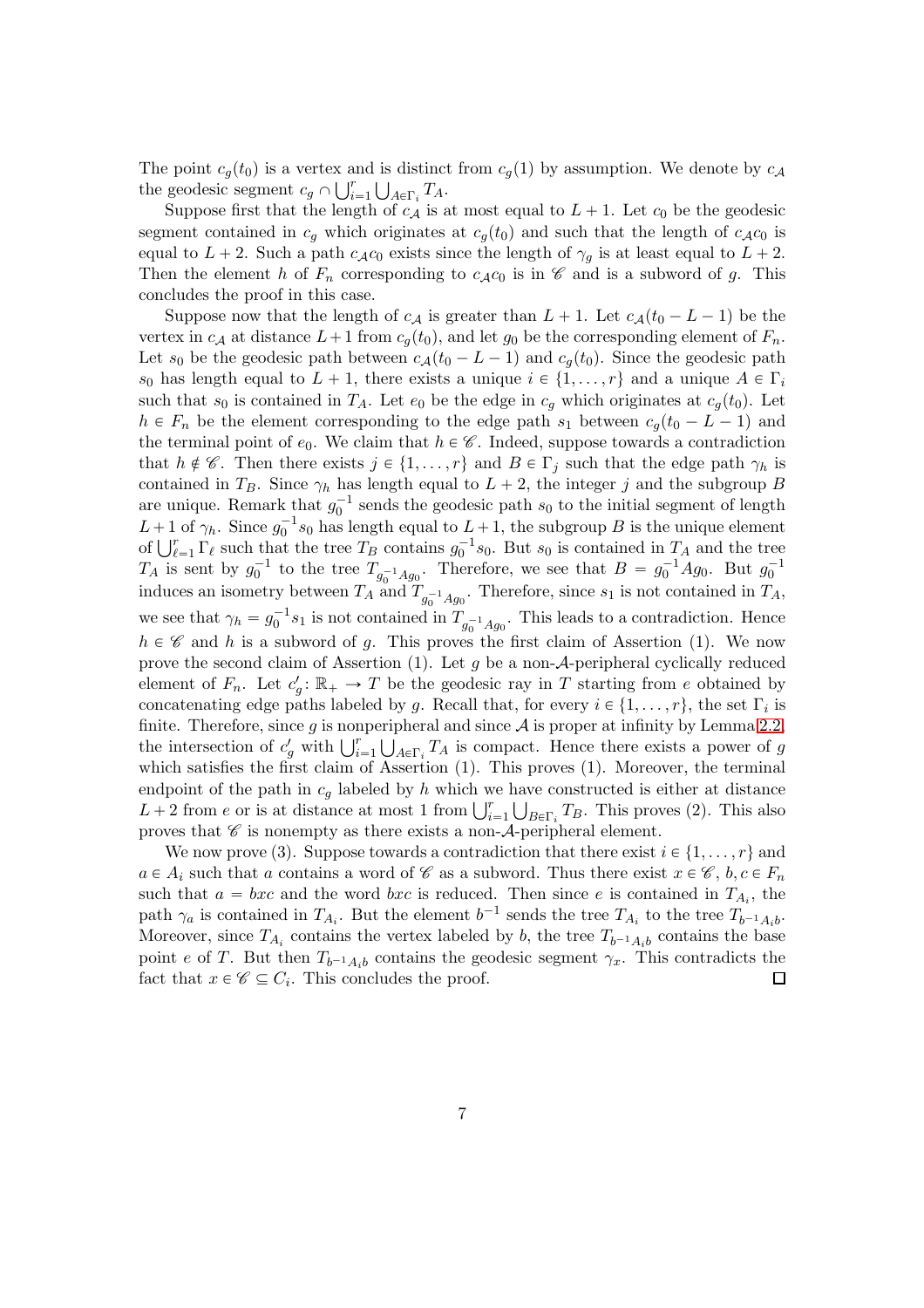The point $c_g(t_0)$ is a vertex and is distinct from $c_g(1)$ by assumption. We denote by $c_{\mathcal{A}}$ the geodesic segment $c_g \cap \bigcup_{i=1}^r \bigcup_{A \in \Gamma_i} T_A$.

Suppose first that the length of $c_{\mathcal{A}}$ is at most equal to $L+1$. Let $c_0$ be the geodesic segment contained in $c_g$ which originates at $c_g(t_0)$ and such that the length of $c_{\mathcal{A}}c_0$ is equal to $L+2$. Such a path $c_{\mathcal{A}}c_0$ exists since the length of $\gamma_g$ is at least equal to $L+2$. Then the element $h$ of $F_n$ corresponding to $c_{\mathcal{A}}c_0$ is in $\mathscr{C}$ and is a subword of $g$. This concludes the proof in this case.

Suppose now that the length of $c_{\mathcal{A}}$ is greater than $L+1$. Let $c_{\mathcal{A}}(t_0-L-1)$ be the vertex in $c_{\mathcal{A}}$ at distance $L+1$ from $c_g(t_0)$, and let $g_0$ be the corresponding element of $F_n$. Let $s_0$ be the geodesic path between $c_{\mathcal{A}}(t_0-L-1)$ and $c_g(t_0)$. Since the geodesic path $s_0$ has length equal to $L+1$, there exists a unique $i \in \{1, \ldots, r\}$ and a unique $A \in \Gamma_i$ such that $s_0$ is contained in $T_A$. Let $e_0$ be the edge in $c_g$ which originates at $c_g(t_0)$. Let $h \in F_n$ be the element corresponding to the edge path $s_1$ between $c_g(t_0-L-1)$ and the terminal point of $e_0$. We claim that $h \in \mathscr{C}$. Indeed, suppose towards a contradiction that $h \notin \mathscr{C}$. Then there exists $j \in \{1, \ldots, r\}$ and $B \in \Gamma_j$ such that the edge path $\gamma_h$ is contained in $T_B$. Since $\gamma_h$ has length equal to $L+2$, the integer $j$ and the subgroup $B$ are unique. Remark that $g_0^{-1}$ sends the geodesic path $s_0$ to the initial segment of length $L+1$ of $\gamma_h$. Since $g_0^{-1}s_0$ has length equal to $L+1$, the subgroup $B$ is the unique element of $\bigcup_{\ell=1}^r \Gamma_\ell$ such that the tree $T_B$ contains $g_0^{-1}s_0$. But $s_0$ is contained in $T_A$ and the tree $T_A$ is sent by $g_0^{-1}$ to the tree $T_{g_0^{-1}Ag_0}$. Therefore, we see that $B = g_0^{-1}Ag_0$. But $g_0^{-1}$ induces an isometry between $T_A$ and $T_{g_0^{-1}Ag_0}$. Therefore, since $s_1$ is not contained in $T_A$, we see that $\gamma_h = g_0^{-1}s_1$ is not contained in $T_{g_0^{-1}Ag_0}$. This leads to a contradiction. Hence $h \in \mathscr{C}$ and $h$ is a subword of $g$. This proves the first claim of Assertion (1). We now prove the second claim of Assertion (1). Let $g$ be a non-$\mathcal{A}$-peripheral cyclically reduced element of $F_n$. Let $c_g' \colon \mathbb{R}_+ \to T$ be the geodesic ray in $T$ starting from $e$ obtained by concatenating edge paths labeled by $g$. Recall that, for every $i \in \{1, \ldots, r\}$, the set $\Gamma_i$ is finite. Therefore, since $g$ is nonperipheral and since $\mathcal{A}$ is proper at infinity by Lemma 2.2, the intersection of $c_g'$ with $\bigcup_{i=1}^r \bigcup_{A \in \Gamma_i} T_A$ is compact. Hence there exists a power of $g$ which satisfies the first claim of Assertion (1). This proves (1). Moreover, the terminal endpoint of the path in $c_g$ labeled by $h$ which we have constructed is either at distance $L+2$ from $e$ or is at distance at most 1 from $\bigcup_{i=1}^r \bigcup_{B \in \Gamma_i} T_B$. This proves (2). This also proves that $\mathscr{C}$ is nonempty as there exists a non-$\mathcal{A}$-peripheral element.

We now prove (3). Suppose towards a contradiction that there exist $i \in \{1, \ldots, r\}$ and $a \in A_i$ such that $a$ contains a word of $\mathscr{C}$ as a subword. Thus there exist $x \in \mathscr{C}$, $b, c \in F_n$ such that $a = bxc$ and the word $bxc$ is reduced. Then since $e$ is contained in $T_{A_i}$, the path $\gamma_a$ is contained in $T_{A_i}$. But the element $b^{-1}$ sends the tree $T_{A_i}$ to the tree $T_{b^{-1}A_ib}$. Moreover, since $T_{A_i}$ contains the vertex labeled by $b$, the tree $T_{b^{-1}A_ib}$ contains the base point $e$ of $T$. But then $T_{b^{-1}A_ib}$ contains the geodesic segment $\gamma_x$. This contradicts the fact that $x \in \mathscr{C} \subseteq C_i$. This concludes the proof. $\square$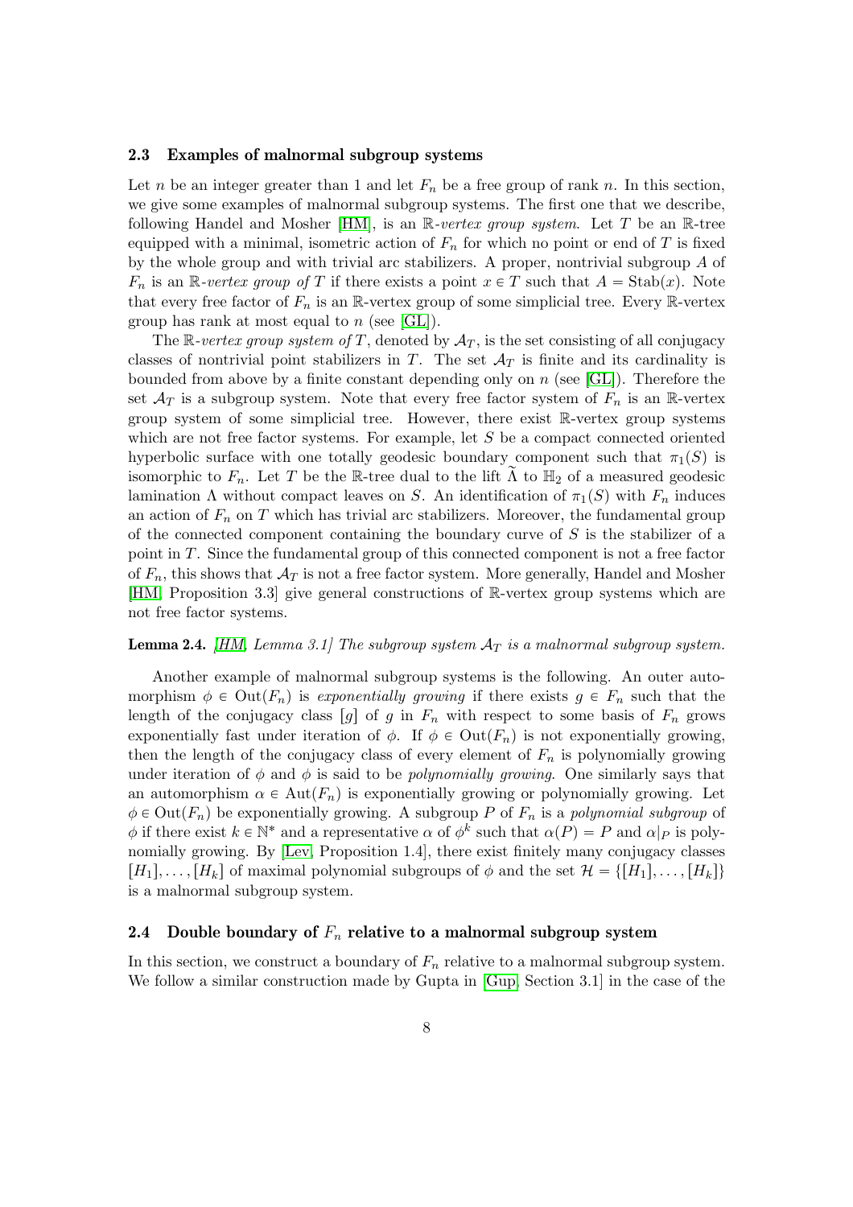### 2.3 Examples of malnormal subgroup systems

Let $n$ be an integer greater than 1 and let $F_n$ be a free group of rank $n$. In this section, we give some examples of malnormal subgroup systems. The first one that we describe, following Handel and Mosher [HM], is an $\mathbb{R}$-*vertex group system*. Let $T$ be an $\mathbb{R}$-tree equipped with a minimal, isometric action of $F_n$ for which no point or end of $T$ is fixed by the whole group and with trivial arc stabilizers. A proper, nontrivial subgroup $A$ of $F_n$ is an $\mathbb{R}$-*vertex group of* $T$ if there exists a point $x \in T$ such that $A = \mathrm{Stab}(x)$. Note that every free factor of $F_n$ is an $\mathbb{R}$-vertex group of some simplicial tree. Every $\mathbb{R}$-vertex group has rank at most equal to $n$ (see [GL]).

The $\mathbb{R}$-*vertex group system of* $T$, denoted by $\mathcal{A}_T$, is the set consisting of all conjugacy classes of nontrivial point stabilizers in $T$. The set $\mathcal{A}_T$ is finite and its cardinality is bounded from above by a finite constant depending only on $n$ (see [GL]). Therefore the set $\mathcal{A}_T$ is a subgroup system. Note that every free factor system of $F_n$ is an $\mathbb{R}$-vertex group system of some simplicial tree. However, there exist $\mathbb{R}$-vertex group systems which are not free factor systems. For example, let $S$ be a compact connected oriented hyperbolic surface with one totally geodesic boundary component such that $\pi_1(S)$ is isomorphic to $F_n$. Let $T$ be the $\mathbb{R}$-tree dual to the lift $\widetilde{\Lambda}$ to $\mathbb{H}_2$ of a measured geodesic lamination $\Lambda$ without compact leaves on $S$. An identification of $\pi_1(S)$ with $F_n$ induces an action of $F_n$ on $T$ which has trivial arc stabilizers. Moreover, the fundamental group of the connected component containing the boundary curve of $S$ is the stabilizer of a point in $T$. Since the fundamental group of this connected component is not a free factor of $F_n$, this shows that $\mathcal{A}_T$ is not a free factor system. More generally, Handel and Mosher [HM, Proposition 3.3] give general constructions of $\mathbb{R}$-vertex group systems which are not free factor systems.

**Lemma 2.4.** *[HM, Lemma 3.1] The subgroup system $\mathcal{A}_T$ is a malnormal subgroup system.*

Another example of malnormal subgroup systems is the following. An outer automorphism $\phi \in \mathrm{Out}(F_n)$ is *exponentially growing* if there exists $g \in F_n$ such that the length of the conjugacy class $[g]$ of $g$ in $F_n$ with respect to some basis of $F_n$ grows exponentially fast under iteration of $\phi$. If $\phi \in \mathrm{Out}(F_n)$ is not exponentially growing, then the length of the conjugacy class of every element of $F_n$ is polynomially growing under iteration of $\phi$ and $\phi$ is said to be *polynomially growing*. One similarly says that an automorphism $\alpha \in \mathrm{Aut}(F_n)$ is exponentially growing or polynomially growing. Let $\phi \in \mathrm{Out}(F_n)$ be exponentially growing. A subgroup $P$ of $F_n$ is a *polynomial subgroup* of $\phi$ if there exist $k \in \mathbb{N}^*$ and a representative $\alpha$ of $\phi^k$ such that $\alpha(P) = P$ and $\alpha|_P$ is polynomially growing. By [Lev, Proposition 1.4], there exist finitely many conjugacy classes $[H_1], \dots, [H_k]$ of maximal polynomial subgroups of $\phi$ and the set $\mathcal{H} = \{[H_1], \dots, [H_k]\}$ is a malnormal subgroup system.

### 2.4 Double boundary of $F_n$ relative to a malnormal subgroup system

In this section, we construct a boundary of $F_n$ relative to a malnormal subgroup system. We follow a similar construction made by Gupta in [Gup, Section 3.1] in the case of the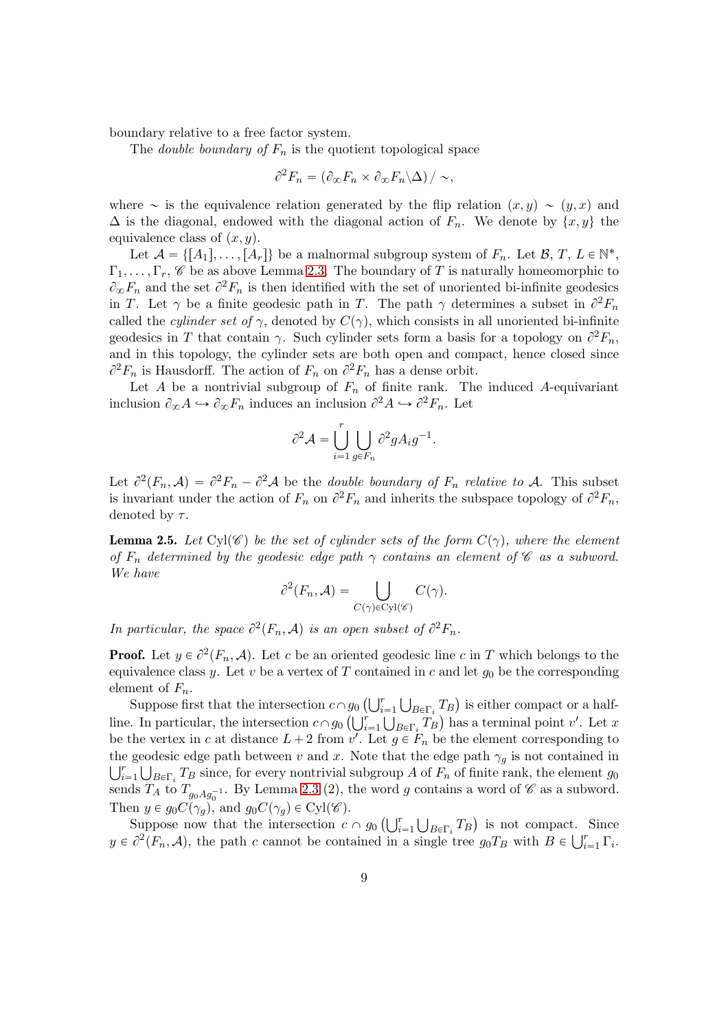boundary relative to a free factor system.

The *double boundary of* $F_n$ is the quotient topological space

$$\partial^2 F_n = (\partial_\infty F_n \times \partial_\infty F_n \backslash \Delta) / \sim,$$

where $\sim$ is the equivalence relation generated by the flip relation $(x, y) \sim (y, x)$ and $\Delta$ is the diagonal, endowed with the diagonal action of $F_n$. We denote by $\{x, y\}$ the equivalence class of $(x, y)$.

Let $\mathcal{A} = \{[A_1], \ldots, [A_r]\}$ be a malnormal subgroup system of $F_n$. Let $\mathcal{B}$, $T$, $L \in \mathbb{N}^*$, $\Gamma_1, \ldots, \Gamma_r$, $\mathscr{C}$ be as above Lemma 2.3. The boundary of $T$ is naturally homeomorphic to $\partial_\infty F_n$ and the set $\partial^2 F_n$ is then identified with the set of unoriented bi-infinite geodesics in $T$. Let $\gamma$ be a finite geodesic path in $T$. The path $\gamma$ determines a subset in $\partial^2 F_n$ called the *cylinder set of* $\gamma$, denoted by $C(\gamma)$, which consists in all unoriented bi-infinite geodesics in $T$ that contain $\gamma$. Such cylinder sets form a basis for a topology on $\partial^2 F_n$, and in this topology, the cylinder sets are both open and compact, hence closed since $\partial^2 F_n$ is Hausdorff. The action of $F_n$ on $\partial^2 F_n$ has a dense orbit.

Let $A$ be a nontrivial subgroup of $F_n$ of finite rank. The induced $A$-equivariant inclusion $\partial_\infty A \hookrightarrow \partial_\infty F_n$ induces an inclusion $\partial^2 A \hookrightarrow \partial^2 F_n$. Let

$$\partial^2 \mathcal{A} = \bigcup_{i=1}^{r} \bigcup_{g \in F_n} \partial^2 g A_i g^{-1}.$$

Let $\partial^2(F_n, \mathcal{A}) = \partial^2 F_n - \partial^2 \mathcal{A}$ be the *double boundary of* $F_n$ *relative to* $\mathcal{A}$. This subset is invariant under the action of $F_n$ on $\partial^2 F_n$ and inherits the subspace topology of $\partial^2 F_n$, denoted by $\tau$.

**Lemma 2.5.** *Let* $\mathrm{Cyl}(\mathscr{C})$ *be the set of cylinder sets of the form* $C(\gamma)$*, where the element of* $F_n$ *determined by the geodesic edge path* $\gamma$ *contains an element of* $\mathscr{C}$ *as a subword. We have*

$$\partial^2(F_n, \mathcal{A}) = \bigcup_{C(\gamma) \in \mathrm{Cyl}(\mathscr{C})} C(\gamma).$$

*In particular, the space* $\partial^2(F_n, \mathcal{A})$ *is an open subset of* $\partial^2 F_n$*.*

**Proof.** Let $y \in \partial^2(F_n, \mathcal{A})$. Let $c$ be an oriented geodesic line $c$ in $T$ which belongs to the equivalence class $y$. Let $v$ be a vertex of $T$ contained in $c$ and let $g_0$ be the corresponding element of $F_n$.

Suppose first that the intersection $c \cap g_0 \left(\bigcup_{i=1}^{r} \bigcup_{B \in \Gamma_i} T_B\right)$ is either compact or a half-line. In particular, the intersection $c \cap g_0 \left(\bigcup_{i=1}^{r} \bigcup_{B \in \Gamma_i} T_B\right)$ has a terminal point $v'$. Let $x$ be the vertex in $c$ at distance $L + 2$ from $v'$. Let $g \in F_n$ be the element corresponding to the geodesic edge path between $v$ and $x$. Note that the edge path $\gamma_g$ is not contained in $\bigcup_{i=1}^{r} \bigcup_{B \in \Gamma_i} T_B$ since, for every nontrivial subgroup $A$ of $F_n$ of finite rank, the element $g_0$ sends $T_A$ to $T_{g_0 A g_0^{-1}}$. By Lemma 2.3 (2), the word $g$ contains a word of $\mathscr{C}$ as a subword. Then $y \in g_0 C(\gamma_g)$, and $g_0 C(\gamma_g) \in \mathrm{Cyl}(\mathscr{C})$.

Suppose now that the intersection $c \cap g_0 \left(\bigcup_{i=1}^{r} \bigcup_{B \in \Gamma_i} T_B\right)$ is not compact. Since $y \in \partial^2(F_n, \mathcal{A})$, the path $c$ cannot be contained in a single tree $g_0 T_B$ with $B \in \bigcup_{i=1}^{r} \Gamma_i$.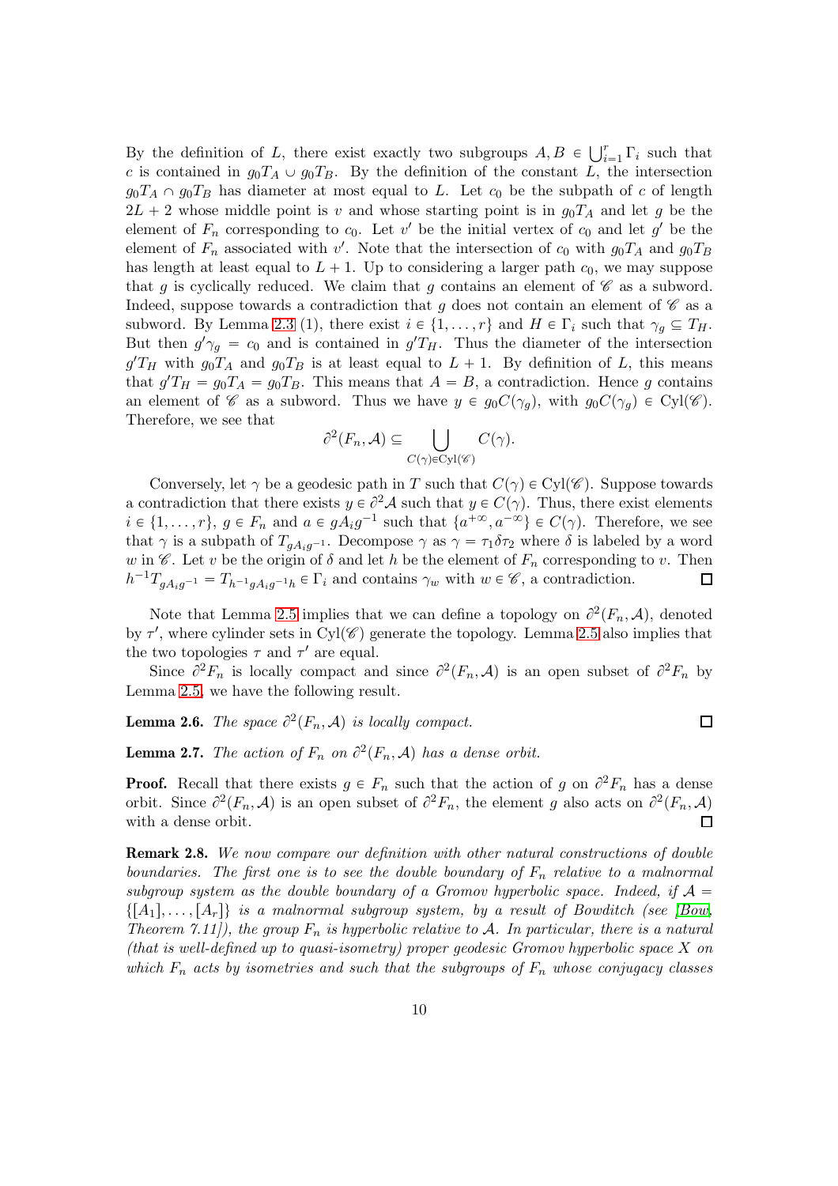By the definition of $L$, there exist exactly two subgroups $A, B \in \bigcup_{i=1}^r \Gamma_i$ such that $c$ is contained in $g_0T_A \cup g_0T_B$. By the definition of the constant $L$, the intersection $g_0T_A \cap g_0T_B$ has diameter at most equal to $L$. Let $c_0$ be the subpath of $c$ of length $2L+2$ whose middle point is $v$ and whose starting point is in $g_0T_A$ and let $g$ be the element of $F_n$ corresponding to $c_0$. Let $v'$ be the initial vertex of $c_0$ and let $g'$ be the element of $F_n$ associated with $v'$. Note that the intersection of $c_0$ with $g_0T_A$ and $g_0T_B$ has length at least equal to $L+1$. Up to considering a larger path $c_0$, we may suppose that $g$ is cyclically reduced. We claim that $g$ contains an element of $\mathscr{C}$ as a subword. Indeed, suppose towards a contradiction that $g$ does not contain an element of $\mathscr{C}$ as a subword. By Lemma 2.3 (1), there exist $i \in \{1, \ldots, r\}$ and $H \in \Gamma_i$ such that $\gamma_g \subseteq T_H$. But then $g'\gamma_g = c_0$ and is contained in $g'T_H$. Thus the diameter of the intersection $g'T_H$ with $g_0T_A$ and $g_0T_B$ is at least equal to $L+1$. By definition of $L$, this means that $g'T_H = g_0T_A = g_0T_B$. This means that $A = B$, a contradiction. Hence $g$ contains an element of $\mathscr{C}$ as a subword. Thus we have $y \in g_0C(\gamma_g)$, with $g_0C(\gamma_g) \in \mathrm{Cyl}(\mathscr{C})$. Therefore, we see that

$$\partial^2(F_n, \mathcal{A}) \subseteq \bigcup_{C(\gamma)\in \mathrm{Cyl}(\mathscr{C})} C(\gamma).$$

Conversely, let $\gamma$ be a geodesic path in $T$ such that $C(\gamma) \in \mathrm{Cyl}(\mathscr{C})$. Suppose towards a contradiction that there exists $y \in \partial^2\mathcal{A}$ such that $y \in C(\gamma)$. Thus, there exist elements $i \in \{1, \ldots, r\}$, $g \in F_n$ and $a \in gA_ig^{-1}$ such that $\{a^{+\infty}, a^{-\infty}\} \in C(\gamma)$. Therefore, we see that $\gamma$ is a subpath of $T_{gA_ig^{-1}}$. Decompose $\gamma$ as $\gamma = \tau_1\delta\tau_2$ where $\delta$ is labeled by a word $w$ in $\mathscr{C}$. Let $v$ be the origin of $\delta$ and let $h$ be the element of $F_n$ corresponding to $v$. Then $h^{-1}T_{gA_ig^{-1}} = T_{h^{-1}gA_ig^{-1}h} \in \Gamma_i$ and contains $\gamma_w$ with $w \in \mathscr{C}$, a contradiction. $\square$

Note that Lemma 2.5 implies that we can define a topology on $\partial^2(F_n, \mathcal{A})$, denoted by $\tau'$, where cylinder sets in $\mathrm{Cyl}(\mathscr{C})$ generate the topology. Lemma 2.5 also implies that the two topologies $\tau$ and $\tau'$ are equal.

Since $\partial^2F_n$ is locally compact and since $\partial^2(F_n, \mathcal{A})$ is an open subset of $\partial^2F_n$ by Lemma 2.5, we have the following result.

**Lemma 2.6.** *The space $\partial^2(F_n, \mathcal{A})$ is locally compact.* $\square$

**Lemma 2.7.** *The action of $F_n$ on $\partial^2(F_n, \mathcal{A})$ has a dense orbit.*

**Proof.** Recall that there exists $g \in F_n$ such that the action of $g$ on $\partial^2F_n$ has a dense orbit. Since $\partial^2(F_n, \mathcal{A})$ is an open subset of $\partial^2F_n$, the element $g$ also acts on $\partial^2(F_n, \mathcal{A})$ with a dense orbit. $\square$

**Remark 2.8.** *We now compare our definition with other natural constructions of double boundaries. The first one is to see the double boundary of $F_n$ relative to a malnormal subgroup system as the double boundary of a Gromov hyperbolic space. Indeed, if $\mathcal{A} = \{[A_1], \ldots, [A_r]\}$ is a malnormal subgroup system, by a result of Bowditch (see [Bow, Theorem 7.11]), the group $F_n$ is hyperbolic relative to $\mathcal{A}$. In particular, there is a natural (that is well-defined up to quasi-isometry) proper geodesic Gromov hyperbolic space $X$ on which $F_n$ acts by isometries and such that the subgroups of $F_n$ whose conjugacy classes*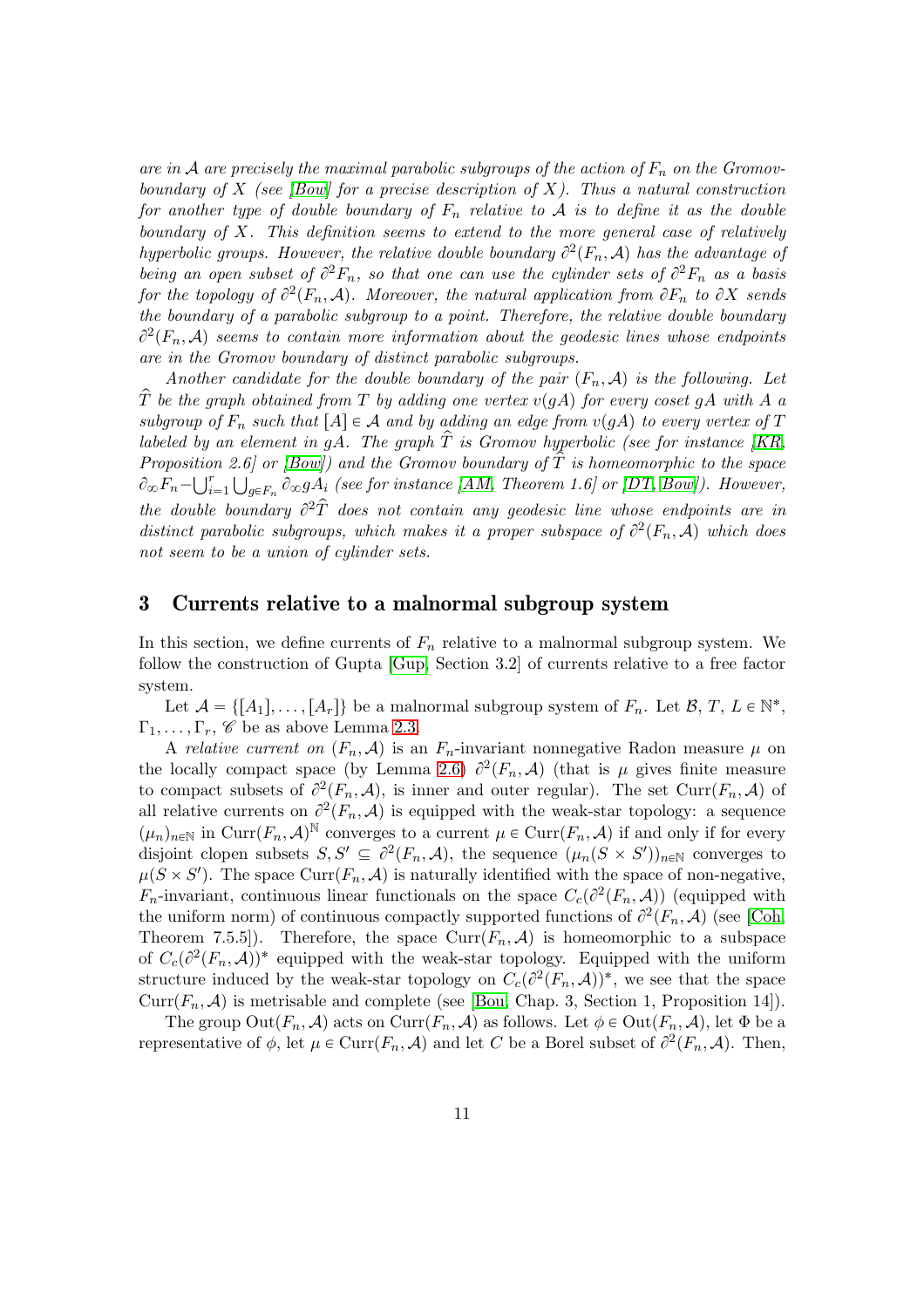*are in $\mathcal{A}$ are precisely the maximal parabolic subgroups of the action of $F_n$ on the Gromov-boundary of $X$ (see [Bow] for a precise description of $X$). Thus a natural construction for another type of double boundary of $F_n$ relative to $\mathcal{A}$ is to define it as the double boundary of $X$. This definition seems to extend to the more general case of relatively hyperbolic groups. However, the relative double boundary $\partial^2(F_n, \mathcal{A})$ has the advantage of being an open subset of $\partial^2 F_n$, so that one can use the cylinder sets of $\partial^2 F_n$ as a basis for the topology of $\partial^2(F_n, \mathcal{A})$. Moreover, the natural application from $\partial F_n$ to $\partial X$ sends the boundary of a parabolic subgroup to a point. Therefore, the relative double boundary $\partial^2(F_n, \mathcal{A})$ seems to contain more information about the geodesic lines whose endpoints are in the Gromov boundary of distinct parabolic subgroups.*

*Another candidate for the double boundary of the pair $(F_n, \mathcal{A})$ is the following. Let $\widehat{T}$ be the graph obtained from $T$ by adding one vertex $v(gA)$ for every coset $gA$ with $A$ a subgroup of $F_n$ such that $[A] \in \mathcal{A}$ and by adding an edge from $v(gA)$ to every vertex of $T$ labeled by an element in $gA$. The graph $\widehat{T}$ is Gromov hyperbolic (see for instance [KR, Proposition 2.6] or [Bow]) and the Gromov boundary of $\widehat{T}$ is homeomorphic to the space $\partial_\infty F_n - \bigcup_{i=1}^{r} \bigcup_{g \in F_n} \partial_\infty g A_i$ (see for instance [AM, Theorem 1.6] or [DT, Bow]). However, the double boundary $\partial^2 \widehat{T}$ does not contain any geodesic line whose endpoints are in distinct parabolic subgroups, which makes it a proper subspace of $\partial^2(F_n, \mathcal{A})$ which does not seem to be a union of cylinder sets.*

## 3 Currents relative to a malnormal subgroup system

In this section, we define currents of $F_n$ relative to a malnormal subgroup system. We follow the construction of Gupta [Gup, Section 3.2] of currents relative to a free factor system.

Let $\mathcal{A} = \{[A_1], \dots, [A_r]\}$ be a malnormal subgroup system of $F_n$. Let $\mathcal{B}$, $T$, $L \in \mathbb{N}^*$, $\Gamma_1, \dots, \Gamma_r$, $\mathscr{C}$ be as above Lemma 2.3.

A *relative current on* $(F_n, \mathcal{A})$ is an $F_n$-invariant nonnegative Radon measure $\mu$ on the locally compact space (by Lemma 2.6) $\partial^2(F_n, \mathcal{A})$ (that is $\mu$ gives finite measure to compact subsets of $\partial^2(F_n, \mathcal{A})$, is inner and outer regular). The set $\mathrm{Curr}(F_n, \mathcal{A})$ of all relative currents on $\partial^2(F_n, \mathcal{A})$ is equipped with the weak-star topology: a sequence $(\mu_n)_{n \in \mathbb{N}}$ in $\mathrm{Curr}(F_n, \mathcal{A})^{\mathbb{N}}$ converges to a current $\mu \in \mathrm{Curr}(F_n, \mathcal{A})$ if and only if for every disjoint clopen subsets $S, S' \subseteq \partial^2(F_n, \mathcal{A})$, the sequence $(\mu_n(S \times S'))_{n \in \mathbb{N}}$ converges to $\mu(S \times S')$. The space $\mathrm{Curr}(F_n, \mathcal{A})$ is naturally identified with the space of non-negative, $F_n$-invariant, continuous linear functionals on the space $C_c(\partial^2(F_n, \mathcal{A}))$ (equipped with the uniform norm) of continuous compactly supported functions of $\partial^2(F_n, \mathcal{A})$ (see [Coh, Theorem 7.5.5]). Therefore, the space $\mathrm{Curr}(F_n, \mathcal{A})$ is homeomorphic to a subspace of $C_c(\partial^2(F_n, \mathcal{A}))^*$ equipped with the weak-star topology. Equipped with the uniform structure induced by the weak-star topology on $C_c(\partial^2(F_n, \mathcal{A}))^*$, we see that the space $\mathrm{Curr}(F_n, \mathcal{A})$ is metrisable and complete (see [Bou, Chap. 3, Section 1, Proposition 14]).

The group $\mathrm{Out}(F_n, \mathcal{A})$ acts on $\mathrm{Curr}(F_n, \mathcal{A})$ as follows. Let $\phi \in \mathrm{Out}(F_n, \mathcal{A})$, let $\Phi$ be a representative of $\phi$, let $\mu \in \mathrm{Curr}(F_n, \mathcal{A})$ and let $C$ be a Borel subset of $\partial^2(F_n, \mathcal{A})$. Then,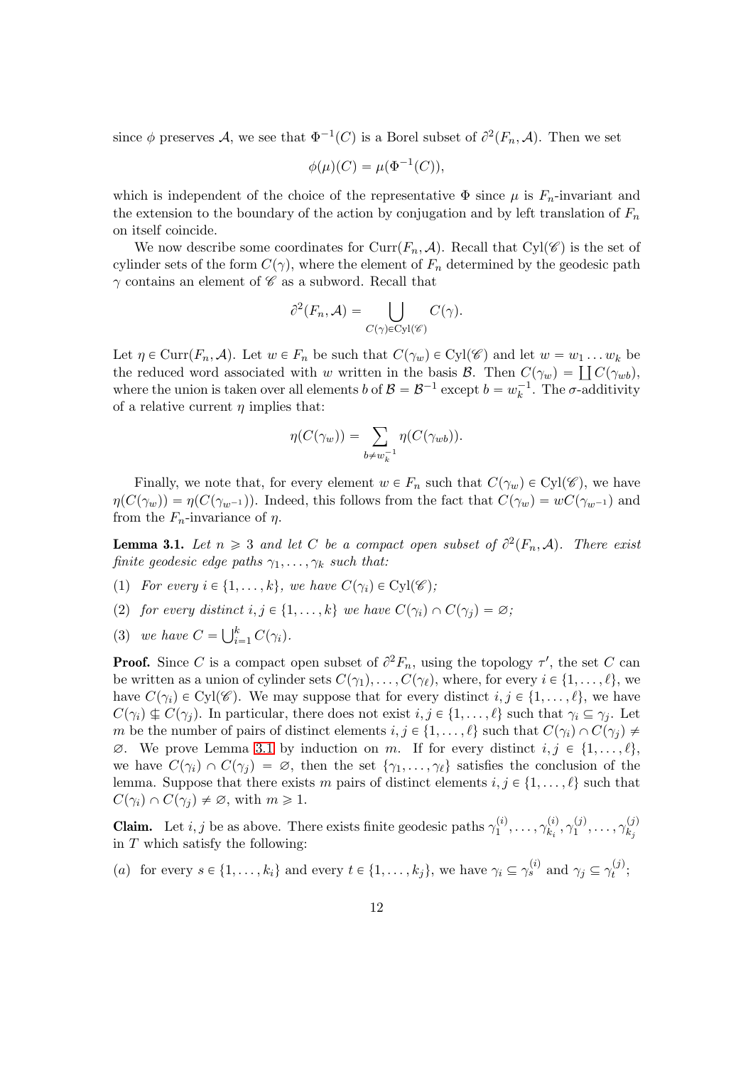since $\phi$ preserves $\mathcal{A}$, we see that $\Phi^{-1}(C)$ is a Borel subset of $\partial^2(F_n, \mathcal{A})$. Then we set

$$\phi(\mu)(C) = \mu(\Phi^{-1}(C)),$$

which is independent of the choice of the representative $\Phi$ since $\mu$ is $F_n$-invariant and the extension to the boundary of the action by conjugation and by left translation of $F_n$ on itself coincide.

We now describe some coordinates for $\mathrm{Curr}(F_n, \mathcal{A})$. Recall that $\mathrm{Cyl}(\mathscr{C})$ is the set of cylinder sets of the form $C(\gamma)$, where the element of $F_n$ determined by the geodesic path $\gamma$ contains an element of $\mathscr{C}$ as a subword. Recall that

$$\partial^2(F_n, \mathcal{A}) = \bigcup_{C(\gamma) \in \mathrm{Cyl}(\mathscr{C})} C(\gamma).$$

Let $\eta \in \mathrm{Curr}(F_n, \mathcal{A})$. Let $w \in F_n$ be such that $C(\gamma_w) \in \mathrm{Cyl}(\mathscr{C})$ and let $w = w_1 \dots w_k$ be the reduced word associated with $w$ written in the basis $\mathcal{B}$. Then $C(\gamma_w) = \coprod C(\gamma_{wb})$, where the union is taken over all elements $b$ of $\mathcal{B} = \mathcal{B}^{-1}$ except $b = w_k^{-1}$. The $\sigma$-additivity of a relative current $\eta$ implies that:

$$\eta(C(\gamma_w)) = \sum_{b \neq w_k^{-1}} \eta(C(\gamma_{wb})).$$

Finally, we note that, for every element $w \in F_n$ such that $C(\gamma_w) \in \mathrm{Cyl}(\mathscr{C})$, we have $\eta(C(\gamma_w)) = \eta(C(\gamma_{w^{-1}}))$. Indeed, this follows from the fact that $C(\gamma_w) = wC(\gamma_{w^{-1}})$ and from the $F_n$-invariance of $\eta$.

**Lemma 3.1.** *Let $n \geqslant 3$ and let $C$ be a compact open subset of $\partial^2(F_n, \mathcal{A})$. There exist finite geodesic edge paths $\gamma_1, \dots, \gamma_k$ such that:*

(1) *For every $i \in \{1, \dots, k\}$, we have $C(\gamma_i) \in \mathrm{Cyl}(\mathscr{C})$;*

(2) *for every distinct $i, j \in \{1, \dots, k\}$ we have $C(\gamma_i) \cap C(\gamma_j) = \varnothing$;*

(3) *we have $C = \bigcup_{i=1}^k C(\gamma_i)$.*

**Proof.** Since $C$ is a compact open subset of $\partial^2 F_n$, using the topology $\tau'$, the set $C$ can be written as a union of cylinder sets $C(\gamma_1), \dots, C(\gamma_\ell)$, where, for every $i \in \{1, \dots, \ell\}$, we have $C(\gamma_i) \in \mathrm{Cyl}(\mathscr{C})$. We may suppose that for every distinct $i, j \in \{1, \dots, \ell\}$, we have $C(\gamma_i) \nsubseteq C(\gamma_j)$. In particular, there does not exist $i, j \in \{1, \dots, \ell\}$ such that $\gamma_i \subseteq \gamma_j$. Let $m$ be the number of pairs of distinct elements $i, j \in \{1, \dots, \ell\}$ such that $C(\gamma_i) \cap C(\gamma_j) \neq \varnothing$. We prove Lemma 3.1 by induction on $m$. If for every distinct $i, j \in \{1, \dots, \ell\}$, we have $C(\gamma_i) \cap C(\gamma_j) = \varnothing$, then the set $\{\gamma_1, \dots, \gamma_\ell\}$ satisfies the conclusion of the lemma. Suppose that there exists $m$ pairs of distinct elements $i, j \in \{1, \dots, \ell\}$ such that $C(\gamma_i) \cap C(\gamma_j) \neq \varnothing$, with $m \geqslant 1$.

**Claim.** Let $i, j$ be as above. There exists finite geodesic paths $\gamma_1^{(i)}, \dots, \gamma_{k_i}^{(i)}, \gamma_1^{(j)}, \dots, \gamma_{k_j}^{(j)}$ in $T$ which satisfy the following:

($a$) for every $s \in \{1, \dots, k_i\}$ and every $t \in \{1, \dots, k_j\}$, we have $\gamma_i \subseteq \gamma_s^{(i)}$ and $\gamma_j \subseteq \gamma_t^{(j)}$;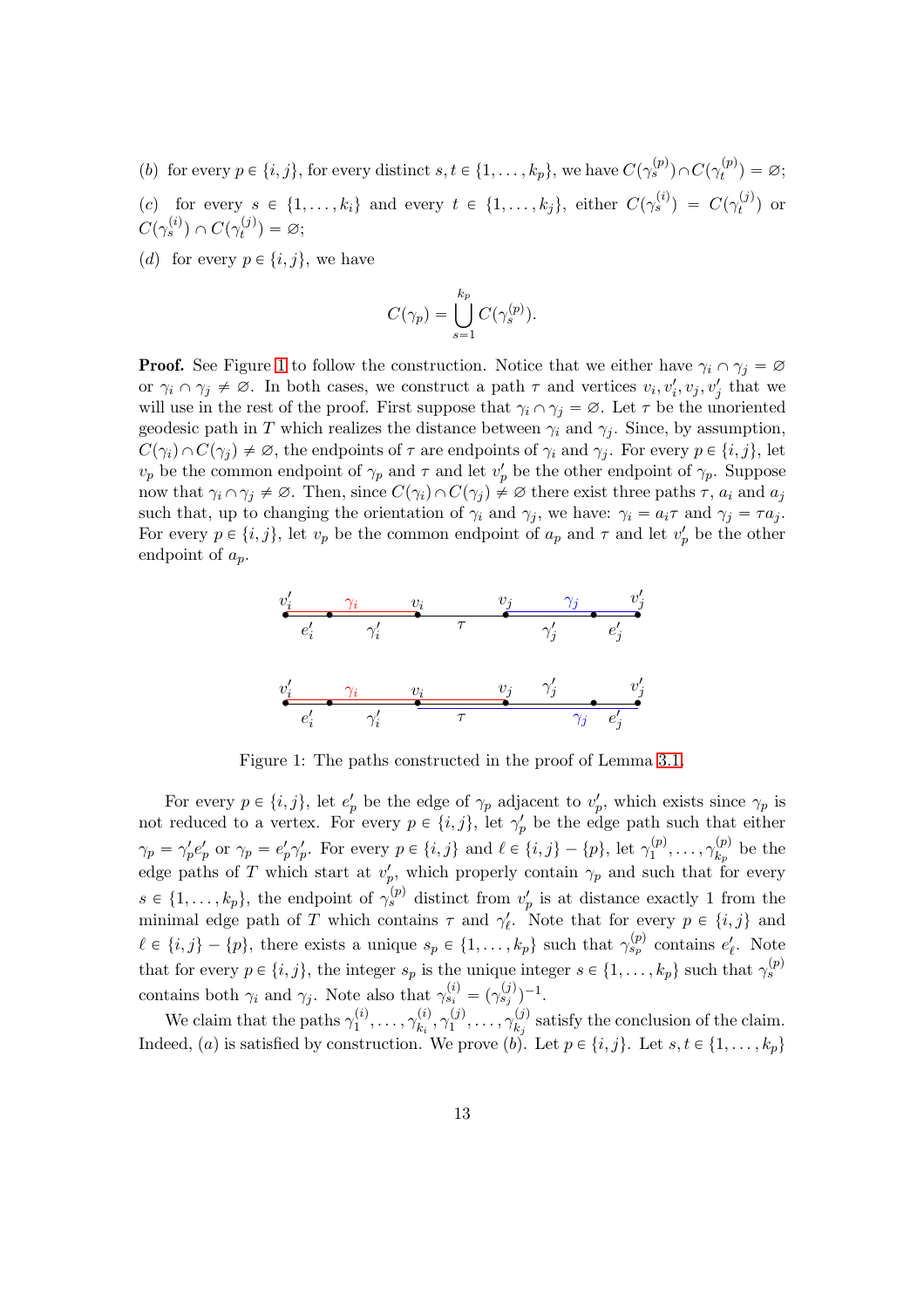(b) for every $p \in \{i,j\}$, for every distinct $s,t \in \{1,\dots,k_p\}$, we have $C(\gamma_s^{(p)}) \cap C(\gamma_t^{(p)}) = \varnothing$;

(c) for every $s \in \{1,\dots,k_i\}$ and every $t \in \{1,\dots,k_j\}$, either $C(\gamma_s^{(i)}) = C(\gamma_t^{(j)})$ or $C(\gamma_s^{(i)}) \cap C(\gamma_t^{(j)}) = \varnothing$;

(d) for every $p \in \{i,j\}$, we have

$$C(\gamma_p) = \bigcup_{s=1}^{k_p} C(\gamma_s^{(p)}).$$

**Proof.** See Figure 1 to follow the construction. Notice that we either have $\gamma_i \cap \gamma_j = \varnothing$ or $\gamma_i \cap \gamma_j \neq \varnothing$. In both cases, we construct a path $\tau$ and vertices $v_i, v_i', v_j, v_j'$ that we will use in the rest of the proof. First suppose that $\gamma_i \cap \gamma_j = \varnothing$. Let $\tau$ be the unoriented geodesic path in $T$ which realizes the distance between $\gamma_i$ and $\gamma_j$. Since, by assumption, $C(\gamma_i) \cap C(\gamma_j) \neq \varnothing$, the endpoints of $\tau$ are endpoints of $\gamma_i$ and $\gamma_j$. For every $p \in \{i,j\}$, let $v_p$ be the common endpoint of $\gamma_p$ and $\tau$ and let $v_p'$ be the other endpoint of $\gamma_p$. Suppose now that $\gamma_i \cap \gamma_j \neq \varnothing$. Then, since $C(\gamma_i) \cap C(\gamma_j) \neq \varnothing$ there exist three paths $\tau$, $a_i$ and $a_j$ such that, up to changing the orientation of $\gamma_i$ and $\gamma_j$, we have: $\gamma_i = a_i\tau$ and $\gamma_j = \tau a_j$. For every $p \in \{i,j\}$, let $v_p$ be the common endpoint of $a_p$ and $\tau$ and let $v_p'$ be the other endpoint of $a_p$.

Figure 1: The paths constructed in the proof of Lemma 3.1.

For every $p \in \{i,j\}$, let $e_p'$ be the edge of $\gamma_p$ adjacent to $v_p'$, which exists since $\gamma_p$ is not reduced to a vertex. For every $p \in \{i,j\}$, let $\gamma_p'$ be the edge path such that either $\gamma_p = \gamma_p' e_p'$ or $\gamma_p = e_p' \gamma_p'$. For every $p \in \{i,j\}$ and $\ell \in \{i,j\} - \{p\}$, let $\gamma_1^{(p)}, \dots, \gamma_{k_p}^{(p)}$ be the edge paths of $T$ which start at $v_p'$, which properly contain $\gamma_p$ and such that for every $s \in \{1,\dots,k_p\}$, the endpoint of $\gamma_s^{(p)}$ distinct from $v_p'$ is at distance exactly 1 from the minimal edge path of $T$ which contains $\tau$ and $\gamma_\ell'$. Note that for every $p \in \{i,j\}$ and $\ell \in \{i,j\} - \{p\}$, there exists a unique $s_p \in \{1,\dots,k_p\}$ such that $\gamma_{s_p}^{(p)}$ contains $e_\ell'$. Note that for every $p \in \{i,j\}$, the integer $s_p$ is the unique integer $s \in \{1,\dots,k_p\}$ such that $\gamma_s^{(p)}$ contains both $\gamma_i$ and $\gamma_j$. Note also that $\gamma_{s_i}^{(i)} = (\gamma_{s_j}^{(j)})^{-1}$.

We claim that the paths $\gamma_1^{(i)}, \dots, \gamma_{k_i}^{(i)}, \gamma_1^{(j)}, \dots, \gamma_{k_j}^{(j)}$ satisfy the conclusion of the claim. Indeed, (a) is satisfied by construction. We prove (b). Let $p \in \{i,j\}$. Let $s,t \in \{1,\dots,k_p\}$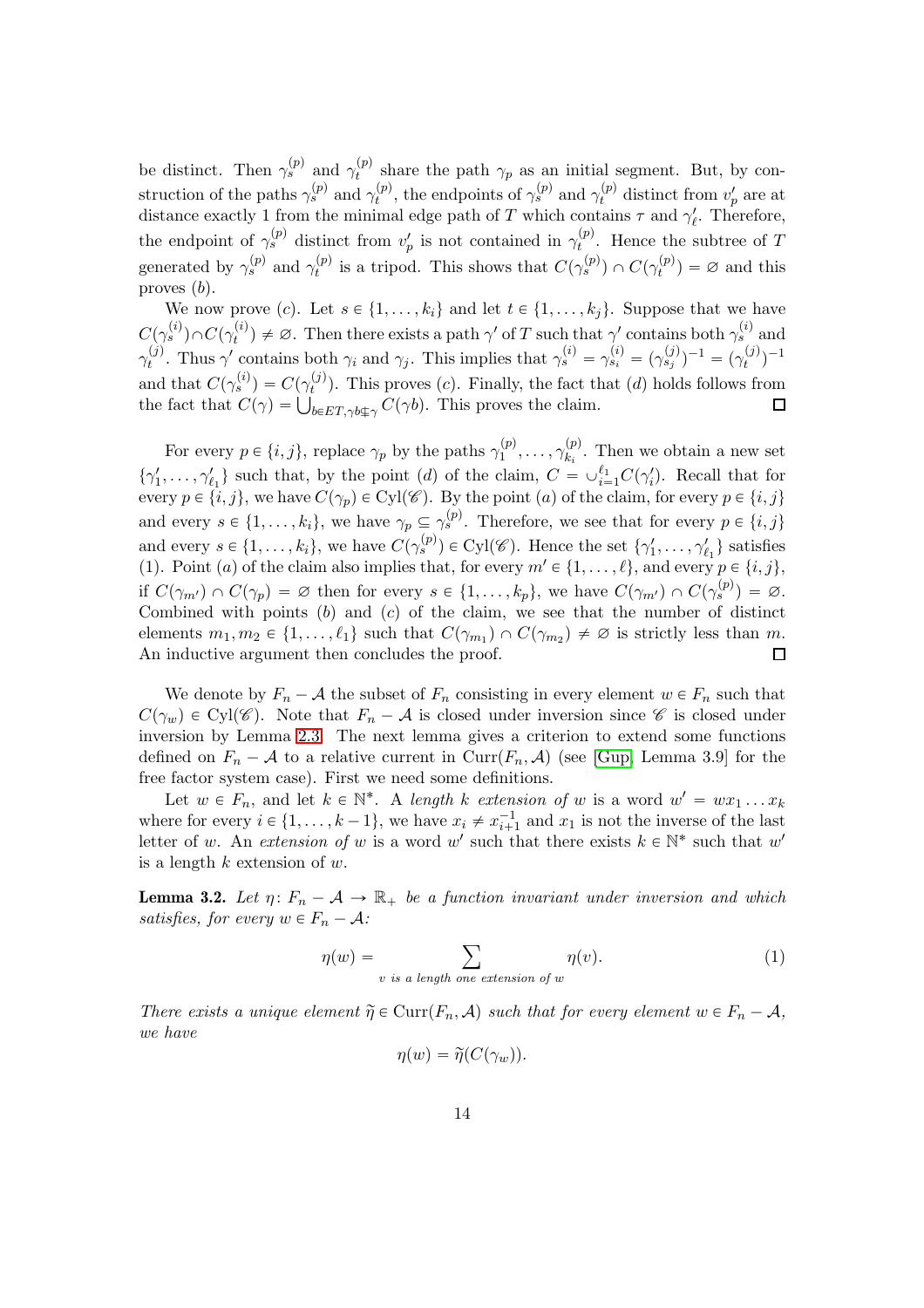be distinct. Then $\gamma_s^{(p)}$ and $\gamma_t^{(p)}$ share the path $\gamma_p$ as an initial segment. But, by construction of the paths $\gamma_s^{(p)}$ and $\gamma_t^{(p)}$, the endpoints of $\gamma_s^{(p)}$ and $\gamma_t^{(p)}$ distinct from $v_p'$ are at distance exactly 1 from the minimal edge path of $T$ which contains $\tau$ and $\gamma_\ell'$. Therefore, the endpoint of $\gamma_s^{(p)}$ distinct from $v_p'$ is not contained in $\gamma_t^{(p)}$. Hence the subtree of $T$ generated by $\gamma_s^{(p)}$ and $\gamma_t^{(p)}$ is a tripod. This shows that $C(\gamma_s^{(p)}) \cap C(\gamma_t^{(p)}) = \varnothing$ and this proves $(b)$.

We now prove $(c)$. Let $s \in \{1, \ldots, k_i\}$ and let $t \in \{1, \ldots, k_j\}$. Suppose that we have $C(\gamma_s^{(i)}) \cap C(\gamma_t^{(i)}) \neq \varnothing$. Then there exists a path $\gamma'$ of $T$ such that $\gamma'$ contains both $\gamma_s^{(i)}$ and $\gamma_t^{(j)}$. Thus $\gamma'$ contains both $\gamma_i$ and $\gamma_j$. This implies that $\gamma_s^{(i)} = \gamma_{s_i}^{(i)} = (\gamma_{s_j}^{(j)})^{-1} = (\gamma_t^{(j)})^{-1}$ and that $C(\gamma_s^{(i)}) = C(\gamma_t^{(j)})$. This proves $(c)$. Finally, the fact that $(d)$ holds follows from the fact that $C(\gamma) = \bigcup_{b \in ET, \gamma b \nsubseteq \gamma} C(\gamma b)$. This proves the claim. ∎

For every $p \in \{i, j\}$, replace $\gamma_p$ by the paths $\gamma_1^{(p)}, \ldots, \gamma_{k_i}^{(p)}$. Then we obtain a new set $\{\gamma_1', \ldots, \gamma_{\ell_1}'\}$ such that, by the point $(d)$ of the claim, $C = \cup_{i=1}^{\ell_1} C(\gamma_i')$. Recall that for every $p \in \{i, j\}$, we have $C(\gamma_p) \in \mathrm{Cyl}(\mathscr{C})$. By the point $(a)$ of the claim, for every $p \in \{i, j\}$ and every $s \in \{1, \ldots, k_i\}$, we have $\gamma_p \subseteq \gamma_s^{(p)}$. Therefore, we see that for every $p \in \{i, j\}$ and every $s \in \{1, \ldots, k_i\}$, we have $C(\gamma_s^{(p)}) \in \mathrm{Cyl}(\mathscr{C})$. Hence the set $\{\gamma_1', \ldots, \gamma_{\ell_1}'\}$ satisfies (1). Point $(a)$ of the claim also implies that, for every $m' \in \{1, \ldots, \ell\}$, and every $p \in \{i, j\}$, if $C(\gamma_{m'}) \cap C(\gamma_p) = \varnothing$ then for every $s \in \{1, \ldots, k_p\}$, we have $C(\gamma_{m'}) \cap C(\gamma_s^{(p)}) = \varnothing$. Combined with points $(b)$ and $(c)$ of the claim, we see that the number of distinct elements $m_1, m_2 \in \{1, \ldots, \ell_1\}$ such that $C(\gamma_{m_1}) \cap C(\gamma_{m_2}) \neq \varnothing$ is strictly less than $m$. An inductive argument then concludes the proof. ∎

We denote by $F_n - \mathcal{A}$ the subset of $F_n$ consisting in every element $w \in F_n$ such that $C(\gamma_w) \in \mathrm{Cyl}(\mathscr{C})$. Note that $F_n - \mathcal{A}$ is closed under inversion since $\mathscr{C}$ is closed under inversion by Lemma 2.3. The next lemma gives a criterion to extend some functions defined on $F_n - \mathcal{A}$ to a relative current in $\mathrm{Curr}(F_n, \mathcal{A})$ (see [Gup, Lemma 3.9] for the free factor system case). First we need some definitions.

Let $w \in F_n$, and let $k \in \mathbb{N}^*$. A *length $k$ extension of $w$* is a word $w' = wx_1 \ldots x_k$ where for every $i \in \{1, \ldots, k-1\}$, we have $x_i \neq x_{i+1}^{-1}$ and $x_1$ is not the inverse of the last letter of $w$. An *extension of $w$* is a word $w'$ such that there exists $k \in \mathbb{N}^*$ such that $w'$ is a length $k$ extension of $w$.

**Lemma 3.2.** *Let $\eta \colon F_n - \mathcal{A} \to \mathbb{R}_+$ be a function invariant under inversion and which satisfies, for every $w \in F_n - \mathcal{A}$:*

$$\eta(w) = \sum_{v \text{ is a length one extension of } w} \eta(v). \tag{1}$$

*There exists a unique element $\widetilde{\eta} \in \mathrm{Curr}(F_n, \mathcal{A})$ such that for every element $w \in F_n - \mathcal{A}$, we have*

$$\eta(w) = \widetilde{\eta}(C(\gamma_w)).$$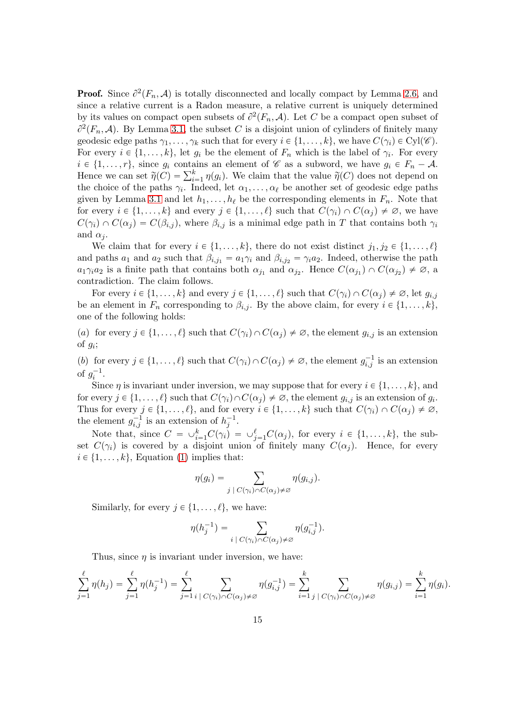**Proof.** Since $\partial^2(F_n, \mathcal{A})$ is totally disconnected and locally compact by Lemma 2.6, and since a relative current is a Radon measure, a relative current is uniquely determined by its values on compact open subsets of $\partial^2(F_n, \mathcal{A})$. Let $C$ be a compact open subset of $\partial^2(F_n, \mathcal{A})$. By Lemma 3.1, the subset $C$ is a disjoint union of cylinders of finitely many geodesic edge paths $\gamma_1, \ldots, \gamma_k$ such that for every $i \in \{1, \ldots, k\}$, we have $C(\gamma_i) \in \mathrm{Cyl}(\mathscr{C})$. For every $i \in \{1, \ldots, k\}$, let $g_i$ be the element of $F_n$ which is the label of $\gamma_i$. For every $i \in \{1, \ldots, r\}$, since $g_i$ contains an element of $\mathscr{C}$ as a subword, we have $g_i \in F_n - \mathcal{A}$. Hence we can set $\widetilde{\eta}(C) = \sum_{i=1}^k \eta(g_i)$. We claim that the value $\widetilde{\eta}(C)$ does not depend on the choice of the paths $\gamma_i$. Indeed, let $\alpha_1, \ldots, \alpha_\ell$ be another set of geodesic edge paths given by Lemma 3.1 and let $h_1, \ldots, h_\ell$ be the corresponding elements in $F_n$. Note that for every $i \in \{1, \ldots, k\}$ and every $j \in \{1, \ldots, \ell\}$ such that $C(\gamma_i) \cap C(\alpha_j) \neq \varnothing$, we have $C(\gamma_i) \cap C(\alpha_j) = C(\beta_{i,j})$, where $\beta_{i,j}$ is a minimal edge path in $T$ that contains both $\gamma_i$ and $\alpha_j$.

We claim that for every $i \in \{1, \ldots, k\}$, there do not exist distinct $j_1, j_2 \in \{1, \ldots, \ell\}$ and paths $a_1$ and $a_2$ such that $\beta_{i,j_1} = a_1\gamma_i$ and $\beta_{i,j_2} = \gamma_i a_2$. Indeed, otherwise the path $a_1\gamma_i a_2$ is a finite path that contains both $\alpha_{j_1}$ and $\alpha_{j_2}$. Hence $C(\alpha_{j_1}) \cap C(\alpha_{j_2}) \neq \varnothing$, a contradiction. The claim follows.

For every $i \in \{1, \ldots, k\}$ and every $j \in \{1, \ldots, \ell\}$ such that $C(\gamma_i) \cap C(\alpha_j) \neq \varnothing$, let $g_{i,j}$ be an element in $F_n$ corresponding to $\beta_{i,j}$. By the above claim, for every $i \in \{1, \ldots, k\}$, one of the following holds:

*(a)* for every $j \in \{1, \ldots, \ell\}$ such that $C(\gamma_i) \cap C(\alpha_j) \neq \varnothing$, the element $g_{i,j}$ is an extension of $g_i$;

*(b)* for every $j \in \{1, \ldots, \ell\}$ such that $C(\gamma_i) \cap C(\alpha_j) \neq \varnothing$, the element $g_{i,j}^{-1}$ is an extension of $g_i^{-1}$.

Since $\eta$ is invariant under inversion, we may suppose that for every $i \in \{1, \ldots, k\}$, and for every $j \in \{1, \ldots, \ell\}$ such that $C(\gamma_i) \cap C(\alpha_j) \neq \varnothing$, the element $g_{i,j}$ is an extension of $g_i$. Thus for every $j \in \{1, \ldots, \ell\}$, and for every $i \in \{1, \ldots, k\}$ such that $C(\gamma_i) \cap C(\alpha_j) \neq \varnothing$, the element $g_{i,j}^{-1}$ is an extension of $h_j^{-1}$.

Note that, since $C = \cup_{i=1}^k C(\gamma_i) = \cup_{j=1}^\ell C(\alpha_j)$, for every $i \in \{1, \ldots, k\}$, the subset $C(\gamma_i)$ is covered by a disjoint union of finitely many $C(\alpha_j)$. Hence, for every $i \in \{1, \ldots, k\}$, Equation (1) implies that:

$$\eta(g_i) = \sum_{j \mid C(\gamma_i) \cap C(\alpha_j) \neq \varnothing} \eta(g_{i,j}).$$

Similarly, for every $j \in \{1, \ldots, \ell\}$, we have:

$$\eta(h_j^{-1}) = \sum_{i \mid C(\gamma_i) \cap C(\alpha_j) \neq \varnothing} \eta(g_{i,j}^{-1}).$$

Thus, since $\eta$ is invariant under inversion, we have:

$$\sum_{j=1}^{\ell} \eta(h_j) = \sum_{j=1}^{\ell} \eta(h_j^{-1}) = \sum_{j=1}^{\ell} \sum_{i \mid C(\gamma_i) \cap C(\alpha_j) \neq \varnothing} \eta(g_{i,j}^{-1}) = \sum_{i=1}^{k} \sum_{j \mid C(\gamma_i) \cap C(\alpha_j) \neq \varnothing} \eta(g_{i,j}) = \sum_{i=1}^{k} \eta(g_i).$$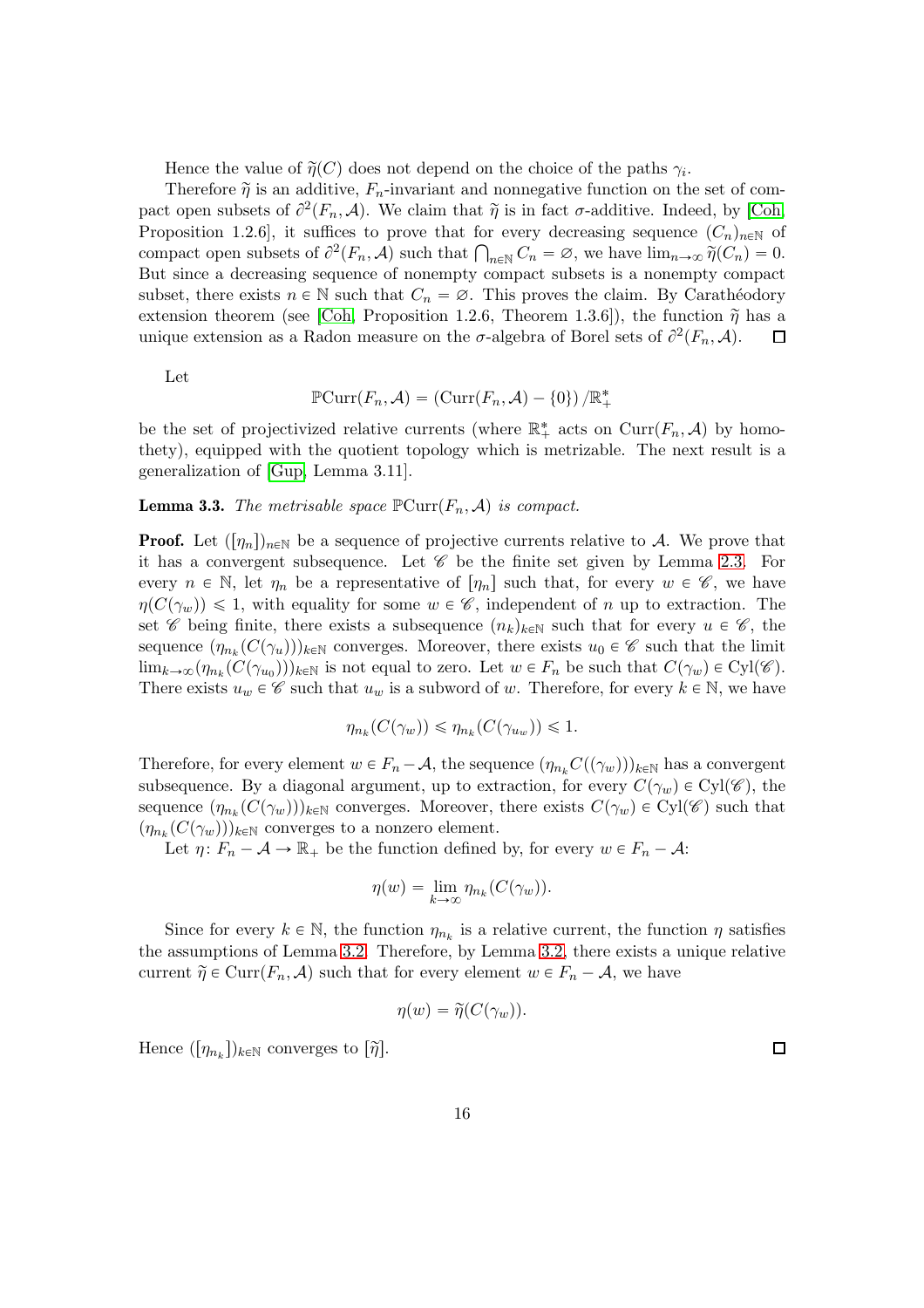Hence the value of $\widetilde{\eta}(C)$ does not depend on the choice of the paths $\gamma_i$.

Therefore $\widetilde{\eta}$ is an additive, $F_n$-invariant and nonnegative function on the set of compact open subsets of $\partial^2(F_n, \mathcal{A})$. We claim that $\widetilde{\eta}$ is in fact $\sigma$-additive. Indeed, by [Coh, Proposition 1.2.6], it suffices to prove that for every decreasing sequence $(C_n)_{n\in\mathbb{N}}$ of compact open subsets of $\partial^2(F_n, \mathcal{A})$ such that $\bigcap_{n\in\mathbb{N}} C_n = \varnothing$, we have $\lim_{n\to\infty} \widetilde{\eta}(C_n) = 0$. But since a decreasing sequence of nonempty compact subsets is a nonempty compact subset, there exists $n \in \mathbb{N}$ such that $C_n = \varnothing$. This proves the claim. By Carathéodory extension theorem (see [Coh, Proposition 1.2.6, Theorem 1.3.6]), the function $\widetilde{\eta}$ has a unique extension as a Radon measure on the $\sigma$-algebra of Borel sets of $\partial^2(F_n, \mathcal{A})$. $\square$

Let

$$\mathbb{P}\mathrm{Curr}(F_n, \mathcal{A}) = (\mathrm{Curr}(F_n, \mathcal{A}) - \{0\}) / \mathbb{R}_+^*$$

be the set of projectivized relative currents (where $\mathbb{R}_+^*$ acts on $\mathrm{Curr}(F_n, \mathcal{A})$ by homothety), equipped with the quotient topology which is metrizable. The next result is a generalization of [Gup, Lemma 3.11].

**Lemma 3.3.** *The metrisable space $\mathbb{P}\mathrm{Curr}(F_n, \mathcal{A})$ is compact.*

**Proof.** Let $([\eta_n])_{n\in\mathbb{N}}$ be a sequence of projective currents relative to $\mathcal{A}$. We prove that it has a convergent subsequence. Let $\mathscr{C}$ be the finite set given by Lemma 2.3. For every $n \in \mathbb{N}$, let $\eta_n$ be a representative of $[\eta_n]$ such that, for every $w \in \mathscr{C}$, we have $\eta(C(\gamma_w)) \leqslant 1$, with equality for some $w \in \mathscr{C}$, independent of $n$ up to extraction. The set $\mathscr{C}$ being finite, there exists a subsequence $(n_k)_{k\in\mathbb{N}}$ such that for every $u \in \mathscr{C}$, the sequence $(\eta_{n_k}(C(\gamma_u)))_{k\in\mathbb{N}}$ converges. Moreover, there exists $u_0 \in \mathscr{C}$ such that the limit $\lim_{k\to\infty}(\eta_{n_k}(C(\gamma_{u_0})))_{k\in\mathbb{N}}$ is not equal to zero. Let $w \in F_n$ be such that $C(\gamma_w) \in \mathrm{Cyl}(\mathscr{C})$. There exists $u_w \in \mathscr{C}$ such that $u_w$ is a subword of $w$. Therefore, for every $k \in \mathbb{N}$, we have

$$\eta_{n_k}(C(\gamma_w)) \leqslant \eta_{n_k}(C(\gamma_{u_w})) \leqslant 1.$$

Therefore, for every element $w \in F_n - \mathcal{A}$, the sequence $(\eta_{n_k} C((\gamma_w)))_{k\in\mathbb{N}}$ has a convergent subsequence. By a diagonal argument, up to extraction, for every $C(\gamma_w) \in \mathrm{Cyl}(\mathscr{C})$, the sequence $(\eta_{n_k}(C(\gamma_w)))_{k\in\mathbb{N}}$ converges. Moreover, there exists $C(\gamma_w) \in \mathrm{Cyl}(\mathscr{C})$ such that $(\eta_{n_k}(C(\gamma_w)))_{k\in\mathbb{N}}$ converges to a nonzero element.

Let $\eta \colon F_n - \mathcal{A} \to \mathbb{R}_+$ be the function defined by, for every $w \in F_n - \mathcal{A}$:

$$\eta(w) = \lim_{k\to\infty} \eta_{n_k}(C(\gamma_w)).$$

Since for every $k \in \mathbb{N}$, the function $\eta_{n_k}$ is a relative current, the function $\eta$ satisfies the assumptions of Lemma 3.2. Therefore, by Lemma 3.2, there exists a unique relative current $\widetilde{\eta} \in \mathrm{Curr}(F_n, \mathcal{A})$ such that for every element $w \in F_n - \mathcal{A}$, we have

$$\eta(w) = \widetilde{\eta}(C(\gamma_w)).$$

Hence $([\eta_{n_k}])_{k\in\mathbb{N}}$ converges to $[\widetilde{\eta}]$. $\square$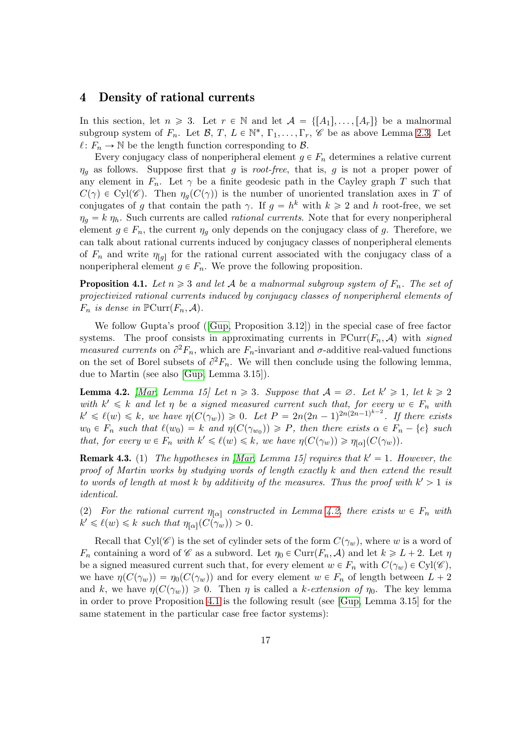# 4 Density of rational currents

In this section, let $n \geqslant 3$. Let $r \in \mathbb{N}$ and let $\mathcal{A} = \{[A_1], \dots, [A_r]\}$ be a malnormal subgroup system of $F_n$. Let $\mathcal{B}$, $T$, $L \in \mathbb{N}^*$, $\Gamma_1, \dots, \Gamma_r$, $\mathscr{C}$ be as above Lemma 2.3. Let $\ell\colon F_n \to \mathbb{N}$ be the length function corresponding to $\mathcal{B}$.

Every conjugacy class of nonperipheral element $g \in F_n$ determines a relative current $\eta_g$ as follows. Suppose first that $g$ is *root-free*, that is, $g$ is not a proper power of any element in $F_n$. Let $\gamma$ be a finite geodesic path in the Cayley graph $T$ such that $C(\gamma) \in \mathrm{Cyl}(\mathscr{C})$. Then $\eta_g(C(\gamma))$ is the number of unoriented translation axes in $T$ of conjugates of $g$ that contain the path $\gamma$. If $g = h^k$ with $k \geqslant 2$ and $h$ root-free, we set $\eta_g = k\,\eta_h$. Such currents are called *rational currents*. Note that for every nonperipheral element $g \in F_n$, the current $\eta_g$ only depends on the conjugacy class of $g$. Therefore, we can talk about rational currents induced by conjugacy classes of nonperipheral elements of $F_n$ and write $\eta_{[g]}$ for the rational current associated with the conjugacy class of a nonperipheral element $g \in F_n$. We prove the following proposition.

**Proposition 4.1.** *Let $n \geqslant 3$ and let $\mathcal{A}$ be a malnormal subgroup system of $F_n$. The set of projectivized rational currents induced by conjugacy classes of nonperipheral elements of $F_n$ is dense in $\mathbb{P}\mathrm{Curr}(F_n, \mathcal{A})$.*

We follow Gupta's proof ([Gup, Proposition 3.12]) in the special case of free factor systems. The proof consists in approximating currents in $\mathbb{P}\mathrm{Curr}(F_n, \mathcal{A})$ with *signed measured currents* on $\partial^2 F_n$, which are $F_n$-invariant and $\sigma$-additive real-valued functions on the set of Borel subsets of $\partial^2 F_n$. We will then conclude using the following lemma, due to Martin (see also [Gup, Lemma 3.15]).

**Lemma 4.2.** *[Mar, Lemma 15] Let $n \geqslant 3$. Suppose that $\mathcal{A} = \varnothing$. Let $k' \geqslant 1$, let $k \geqslant 2$ with $k' \leqslant k$ and let $\eta$ be a signed measured current such that, for every $w \in F_n$ with $k' \leqslant \ell(w) \leqslant k$, we have $\eta(C(\gamma_w)) \geqslant 0$. Let $P = 2n(2n-1)^{2n(2n-1)^{k-2}}$. If there exists $w_0 \in F_n$ such that $\ell(w_0) = k$ and $\eta(C(\gamma_{w_0})) \geqslant P$, then there exists $\alpha \in F_n - \{e\}$ such that, for every $w \in F_n$ with $k' \leqslant \ell(w) \leqslant k$, we have $\eta(C(\gamma_w)) \geqslant \eta_{[\alpha]}(C(\gamma_w))$.*

**Remark 4.3.** (1) *The hypotheses in [Mar, Lemma 15] requires that $k' = 1$. However, the proof of Martin works by studying words of length exactly $k$ and then extend the result to words of length at most $k$ by additivity of the measures. Thus the proof with $k' > 1$ is identical.*

(2) *For the rational current $\eta_{[\alpha]}$ constructed in Lemma 4.2, there exists $w \in F_n$ with $k' \leqslant \ell(w) \leqslant k$ such that $\eta_{[\alpha]}(C(\gamma_w)) > 0$.*

Recall that $\mathrm{Cyl}(\mathscr{C})$ is the set of cylinder sets of the form $C(\gamma_w)$, where $w$ is a word of $F_n$ containing a word of $\mathscr{C}$ as a subword. Let $\eta_0 \in \mathrm{Curr}(F_n, \mathcal{A})$ and let $k \geqslant L+2$. Let $\eta$ be a signed measured current such that, for every element $w \in F_n$ with $C(\gamma_w) \in \mathrm{Cyl}(\mathscr{C})$, we have $\eta(C(\gamma_w)) = \eta_0(C(\gamma_w))$ and for every element $w \in F_n$ of length between $L+2$ and $k$, we have $\eta(C(\gamma_w)) \geqslant 0$. Then $\eta$ is called a *$k$-extension of* $\eta_0$. The key lemma in order to prove Proposition 4.1 is the following result (see [Gup, Lemma 3.15] for the same statement in the particular case free factor systems):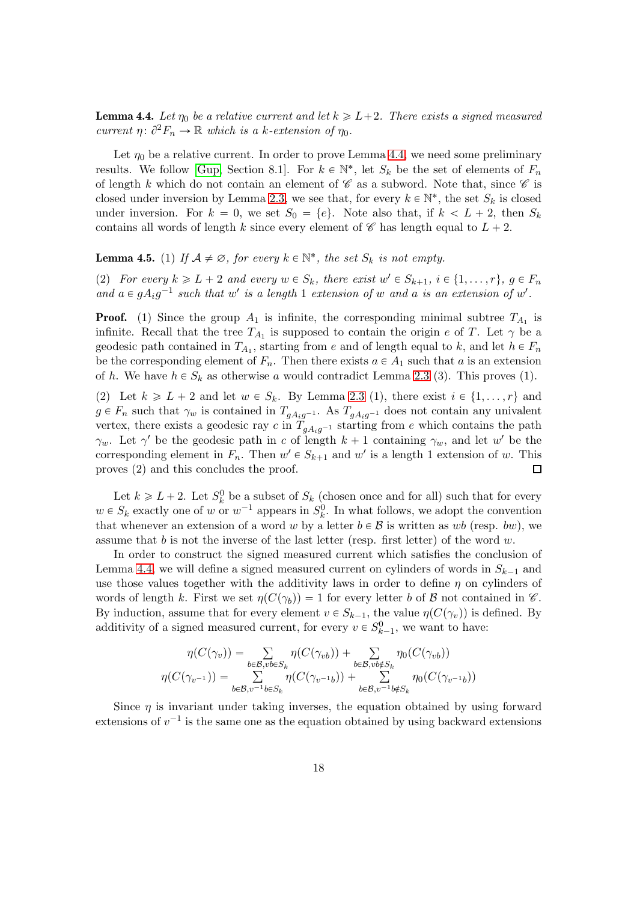**Lemma 4.4.** *Let $\eta_0$ be a relative current and let $k \geqslant L+2$. There exists a signed measured current $\eta\colon \partial^2 F_n \to \mathbb{R}$ which is a $k$-extension of $\eta_0$.*

Let $\eta_0$ be a relative current. In order to prove Lemma 4.4, we need some preliminary results. We follow [Gup, Section 8.1]. For $k \in \mathbb{N}^*$, let $S_k$ be the set of elements of $F_n$ of length $k$ which do not contain an element of $\mathscr{C}$ as a subword. Note that, since $\mathscr{C}$ is closed under inversion by Lemma 2.3, we see that, for every $k \in \mathbb{N}^*$, the set $S_k$ is closed under inversion. For $k = 0$, we set $S_0 = \{e\}$. Note also that, if $k < L+2$, then $S_k$ contains all words of length $k$ since every element of $\mathscr{C}$ has length equal to $L+2$.

**Lemma 4.5.** (1) *If $\mathcal{A} \neq \varnothing$, for every $k \in \mathbb{N}^*$, the set $S_k$ is not empty.*

(2) *For every $k \geqslant L+2$ and every $w \in S_k$, there exist $w' \in S_{k+1}$, $i \in \{1, \ldots, r\}$, $g \in F_n$ and $a \in gA_ig^{-1}$ such that $w'$ is a length 1 extension of $w$ and $a$ is an extension of $w'$.*

**Proof.** (1) Since the group $A_1$ is infinite, the corresponding minimal subtree $T_{A_1}$ is infinite. Recall that the tree $T_{A_1}$ is supposed to contain the origin $e$ of $T$. Let $\gamma$ be a geodesic path contained in $T_{A_1}$, starting from $e$ and of length equal to $k$, and let $h \in F_n$ be the corresponding element of $F_n$. Then there exists $a \in A_1$ such that $a$ is an extension of $h$. We have $h \in S_k$ as otherwise $a$ would contradict Lemma 2.3 (3). This proves (1).

(2) Let $k \geqslant L+2$ and let $w \in S_k$. By Lemma 2.3 (1), there exist $i \in \{1, \ldots, r\}$ and $g \in F_n$ such that $\gamma_w$ is contained in $T_{gA_ig^{-1}}$. As $T_{gA_ig^{-1}}$ does not contain any univalent vertex, there exists a geodesic ray $c$ in $T_{gA_ig^{-1}}$ starting from $e$ which contains the path $\gamma_w$. Let $\gamma'$ be the geodesic path in $c$ of length $k+1$ containing $\gamma_w$, and let $w'$ be the corresponding element in $F_n$. Then $w' \in S_{k+1}$ and $w'$ is a length 1 extension of $w$. This proves (2) and this concludes the proof. $\square$

Let $k \geqslant L+2$. Let $S_k^0$ be a subset of $S_k$ (chosen once and for all) such that for every $w \in S_k$ exactly one of $w$ or $w^{-1}$ appears in $S_k^0$. In what follows, we adopt the convention that whenever an extension of a word $w$ by a letter $b \in \mathcal{B}$ is written as $wb$ (resp. $bw$), we assume that $b$ is not the inverse of the last letter (resp. first letter) of the word $w$.

In order to construct the signed measured current which satisfies the conclusion of Lemma 4.4, we will define a signed measured current on cylinders of words in $S_{k-1}$ and use those values together with the additivity laws in order to define $\eta$ on cylinders of words of length $k$. First we set $\eta(C(\gamma_b)) = 1$ for every letter $b$ of $\mathcal{B}$ not contained in $\mathscr{C}$. By induction, assume that for every element $v \in S_{k-1}$, the value $\eta(C(\gamma_v))$ is defined. By additivity of a signed measured current, for every $v \in S_{k-1}^0$, we want to have:

$$\eta(C(\gamma_v)) = \sum_{b \in \mathcal{B}, vb \in S_k} \eta(C(\gamma_{vb})) + \sum_{b \in \mathcal{B}, vb \notin S_k} \eta_0(C(\gamma_{vb}))$$
$$\eta(C(\gamma_{v^{-1}})) = \sum_{b \in \mathcal{B}, v^{-1}b \in S_k} \eta(C(\gamma_{v^{-1}b})) + \sum_{b \in \mathcal{B}, v^{-1}b \notin S_k} \eta_0(C(\gamma_{v^{-1}b}))$$

Since $\eta$ is invariant under taking inverses, the equation obtained by using forward extensions of $v^{-1}$ is the same one as the equation obtained by using backward extensions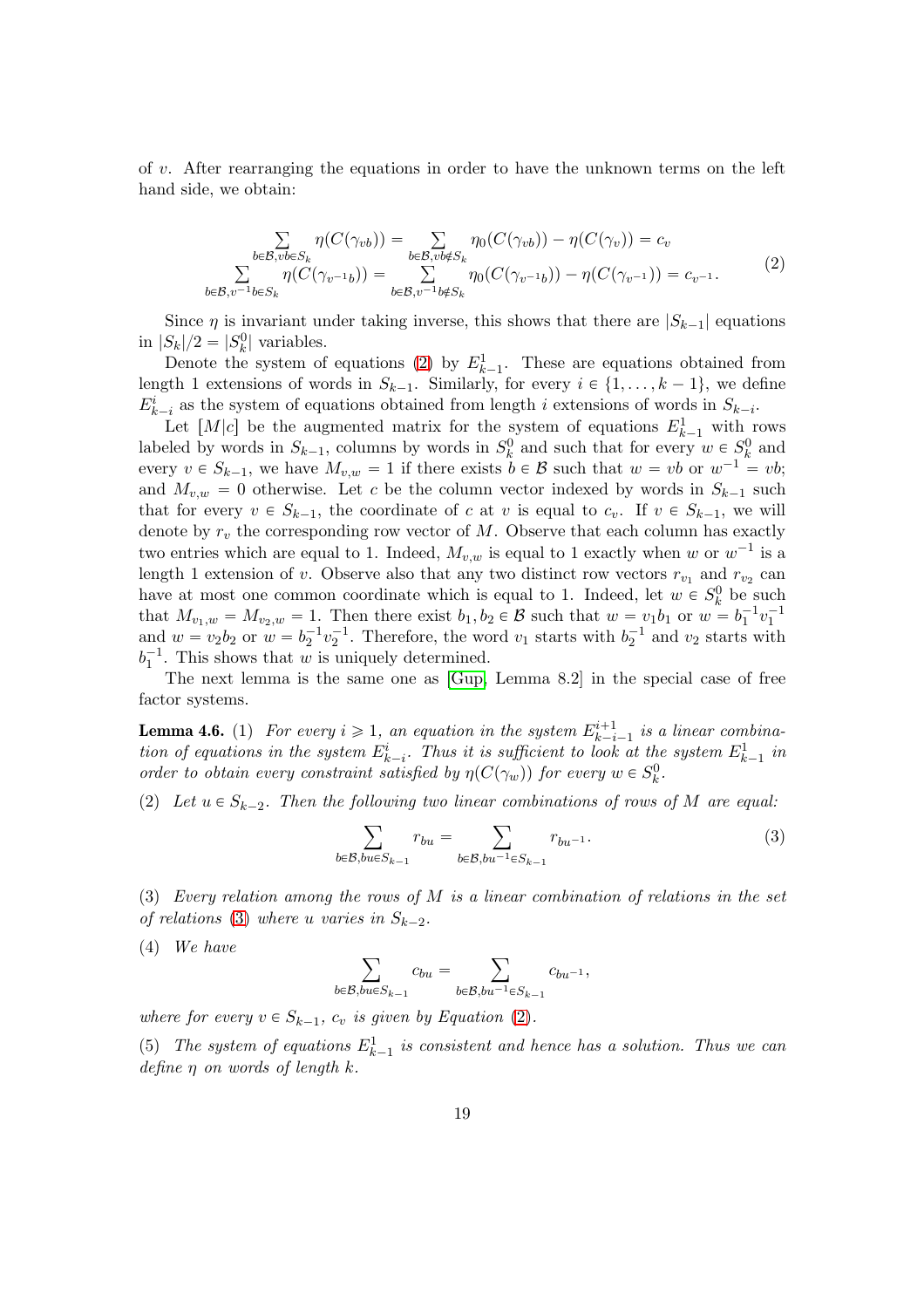of $v$. After rearranging the equations in order to have the unknown terms on the left hand side, we obtain:

$$
\begin{aligned}
\sum_{b\in\mathcal{B}, vb\in S_k} \eta(C(\gamma_{vb})) &= \sum_{b\in\mathcal{B}, vb\notin S_k} \eta_0(C(\gamma_{vb})) - \eta(C(\gamma_v)) = c_v \\
\sum_{b\in\mathcal{B}, v^{-1}b\in S_k} \eta(C(\gamma_{v^{-1}b})) &= \sum_{b\in\mathcal{B}, v^{-1}b\notin S_k} \eta_0(C(\gamma_{v^{-1}b})) - \eta(C(\gamma_{v^{-1}})) = c_{v^{-1}}.
\end{aligned} \tag{2}
$$

Since $\eta$ is invariant under taking inverse, this shows that there are $|S_{k-1}|$ equations in $|S_k|/2 = |S_k^0|$ variables.

Denote the system of equations (2) by $E_{k-1}^1$. These are equations obtained from length 1 extensions of words in $S_{k-1}$. Similarly, for every $i \in \{1, \ldots, k-1\}$, we define $E_{k-i}^i$ as the system of equations obtained from length $i$ extensions of words in $S_{k-i}$.

Let $[M|c]$ be the augmented matrix for the system of equations $E_{k-1}^1$ with rows labeled by words in $S_{k-1}$, columns by words in $S_k^0$ and such that for every $w \in S_k^0$ and every $v \in S_{k-1}$, we have $M_{v,w} = 1$ if there exists $b \in \mathcal{B}$ such that $w = vb$ or $w^{-1} = vb$; and $M_{v,w} = 0$ otherwise. Let $c$ be the column vector indexed by words in $S_{k-1}$ such that for every $v \in S_{k-1}$, the coordinate of $c$ at $v$ is equal to $c_v$. If $v \in S_{k-1}$, we will denote by $r_v$ the corresponding row vector of $M$. Observe that each column has exactly two entries which are equal to 1. Indeed, $M_{v,w}$ is equal to 1 exactly when $w$ or $w^{-1}$ is a length 1 extension of $v$. Observe also that any two distinct row vectors $r_{v_1}$ and $r_{v_2}$ can have at most one common coordinate which is equal to 1. Indeed, let $w \in S_k^0$ be such that $M_{v_1,w} = M_{v_2,w} = 1$. Then there exist $b_1, b_2 \in \mathcal{B}$ such that $w = v_1 b_1$ or $w = b_1^{-1} v_1^{-1}$ and $w = v_2 b_2$ or $w = b_2^{-1} v_2^{-1}$. Therefore, the word $v_1$ starts with $b_2^{-1}$ and $v_2$ starts with $b_1^{-1}$. This shows that $w$ is uniquely determined.

The next lemma is the same one as [Gup, Lemma 8.2] in the special case of free factor systems.

**Lemma 4.6.** (1) *For every $i \geqslant 1$, an equation in the system $E_{k-i-1}^{i+1}$ is a linear combination of equations in the system $E_{k-i}^i$. Thus it is sufficient to look at the system $E_{k-1}^1$ in order to obtain every constraint satisfied by $\eta(C(\gamma_w))$ for every $w \in S_k^0$.*

(2) *Let $u \in S_{k-2}$. Then the following two linear combinations of rows of $M$ are equal:*

$$
\sum_{b\in\mathcal{B}, bu\in S_{k-1}} r_{bu} = \sum_{b\in\mathcal{B}, bu^{-1}\in S_{k-1}} r_{bu^{-1}}. \tag{3}
$$

(3) *Every relation among the rows of $M$ is a linear combination of relations in the set of relations (3) where $u$ varies in $S_{k-2}$.*

(4) *We have*

$$
\sum_{b\in\mathcal{B}, bu\in S_{k-1}} c_{bu} = \sum_{b\in\mathcal{B}, bu^{-1}\in S_{k-1}} c_{bu^{-1}},
$$

*where for every $v \in S_{k-1}$, $c_v$ is given by Equation (2).*

(5) *The system of equations $E_{k-1}^1$ is consistent and hence has a solution. Thus we can define $\eta$ on words of length $k$.*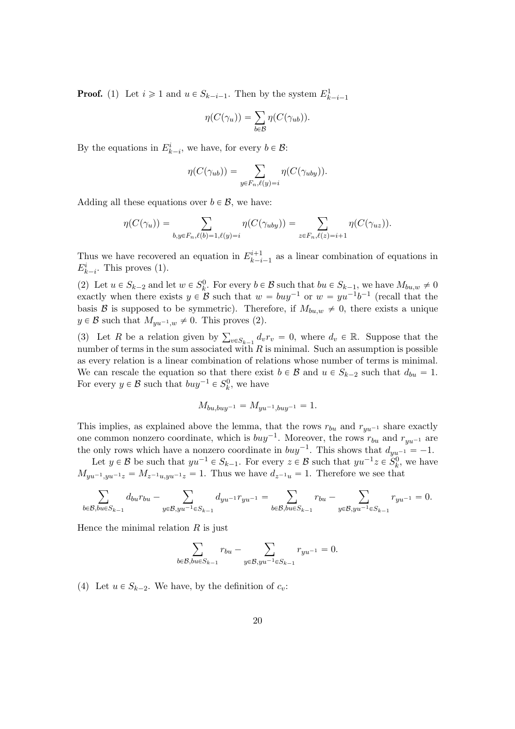**Proof.** (1) Let $i \geqslant 1$ and $u \in S_{k-i-1}$. Then by the system $E^1_{k-i-1}$

$$\eta(C(\gamma_u)) = \sum_{b \in \mathcal{B}} \eta(C(\gamma_{ub})).$$

By the equations in $E^i_{k-i}$, we have, for every $b \in \mathcal{B}$:

$$\eta(C(\gamma_{ub})) = \sum_{y \in F_n, \ell(y)=i} \eta(C(\gamma_{uby})).$$

Adding all these equations over $b \in \mathcal{B}$, we have:

$$\eta(C(\gamma_u)) = \sum_{b,y \in F_n, \ell(b)=1, \ell(y)=i} \eta(C(\gamma_{uby})) = \sum_{z \in F_n, \ell(z)=i+1} \eta(C(\gamma_{uz})).$$

Thus we have recovered an equation in $E^{i+1}_{k-i-1}$ as a linear combination of equations in $E^i_{k-i}$. This proves (1).

(2) Let $u \in S_{k-2}$ and let $w \in S^0_k$. For every $b \in \mathcal{B}$ such that $bu \in S_{k-1}$, we have $M_{bu,w} \neq 0$ exactly when there exists $y \in \mathcal{B}$ such that $w = buy^{-1}$ or $w = yu^{-1}b^{-1}$ (recall that the basis $\mathcal{B}$ is supposed to be symmetric). Therefore, if $M_{bu,w} \neq 0$, there exists a unique $y \in \mathcal{B}$ such that $M_{yu^{-1},w} \neq 0$. This proves (2).

(3) Let $R$ be a relation given by $\sum_{v \in S_{k-1}} d_v r_v = 0$, where $d_v \in \mathbb{R}$. Suppose that the number of terms in the sum associated with $R$ is minimal. Such an assumption is possible as every relation is a linear combination of relations whose number of terms is minimal. We can rescale the equation so that there exist $b \in \mathcal{B}$ and $u \in S_{k-2}$ such that $d_{bu} = 1$. For every $y \in \mathcal{B}$ such that $buy^{-1} \in S^0_k$, we have

$$M_{bu,buy^{-1}} = M_{yu^{-1},buy^{-1}} = 1.$$

This implies, as explained above the lemma, that the rows $r_{bu}$ and $r_{yu^{-1}}$ share exactly one common nonzero coordinate, which is $buy^{-1}$. Moreover, the rows $r_{bu}$ and $r_{yu^{-1}}$ are the only rows which have a nonzero coordinate in $buy^{-1}$. This shows that $d_{yu^{-1}} = -1$.

Let $y \in \mathcal{B}$ be such that $yu^{-1} \in S_{k-1}$. For every $z \in \mathcal{B}$ such that $yu^{-1}z \in S^0_k$, we have $M_{yu^{-1},yu^{-1}z} = M_{z^{-1}u,yu^{-1}z} = 1$. Thus we have $d_{z^{-1}u} = 1$. Therefore we see that

$$\sum_{b \in \mathcal{B}, bu \in S_{k-1}} d_{bu} r_{bu} - \sum_{y \in \mathcal{B}, yu^{-1} \in S_{k-1}} d_{yu^{-1}} r_{yu^{-1}} = \sum_{b \in \mathcal{B}, bu \in S_{k-1}} r_{bu} - \sum_{y \in \mathcal{B}, yu^{-1} \in S_{k-1}} r_{yu^{-1}} = 0.$$

Hence the minimal relation $R$ is just

$$\sum_{b \in \mathcal{B}, bu \in S_{k-1}} r_{bu} - \sum_{y \in \mathcal{B}, yu^{-1} \in S_{k-1}} r_{yu^{-1}} = 0.$$

(4) Let $u \in S_{k-2}$. We have, by the definition of $c_v$: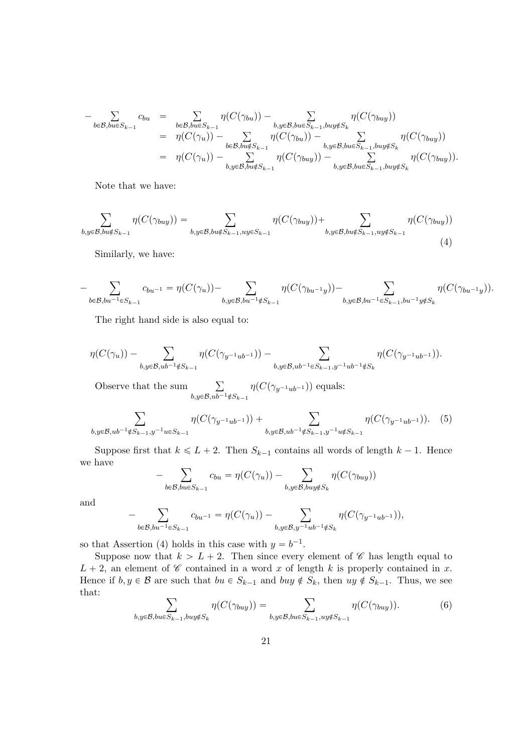$$
\begin{aligned}
-\sum_{b\in\mathcal{B},bu\in S_{k-1}} c_{bu} &= \sum_{b\in\mathcal{B},bu\in S_{k-1}} \eta(C(\gamma_{bu})) - \sum_{b,y\in\mathcal{B},bu\in S_{k-1},buy\notin S_k} \eta(C(\gamma_{buy})) \\
&= \eta(C(\gamma_u)) - \sum_{b\in\mathcal{B},bu\notin S_{k-1}} \eta(C(\gamma_{bu})) - \sum_{b,y\in\mathcal{B},bu\in S_{k-1},buy\notin S_k} \eta(C(\gamma_{buy})) \\
&= \eta(C(\gamma_u)) - \sum_{b,y\in\mathcal{B},bu\notin S_{k-1}} \eta(C(\gamma_{buy})) - \sum_{b,y\in\mathcal{B},bu\in S_{k-1},buy\notin S_k} \eta(C(\gamma_{buy})).
\end{aligned}
$$

Note that we have:

$$
\sum_{b,y\in\mathcal{B},bu\notin S_{k-1}} \eta(C(\gamma_{buy})) = \sum_{b,y\in\mathcal{B},bu\notin S_{k-1},uy\in S_{k-1}} \eta(C(\gamma_{buy})) + \sum_{b,y\in\mathcal{B},bu\notin S_{k-1},uy\notin S_{k-1}} \eta(C(\gamma_{buy})) \tag{4}
$$

Similarly, we have:

$$
-\sum_{b\in\mathcal{B},bu^{-1}\in S_{k-1}} c_{bu^{-1}} = \eta(C(\gamma_u)) - \sum_{b,y\in\mathcal{B},bu^{-1}\notin S_{k-1}} \eta(C(\gamma_{bu^{-1}y})) - \sum_{b,y\in\mathcal{B},bu^{-1}\in S_{k-1},bu^{-1}y\notin S_k} \eta(C(\gamma_{bu^{-1}y})).
$$

The right hand side is also equal to:

$$
\eta(C(\gamma_u)) - \sum_{b,y\in\mathcal{B},ub^{-1}\notin S_{k-1}} \eta(C(\gamma_{y^{-1}ub^{-1}})) - \sum_{b,y\in\mathcal{B},ub^{-1}\in S_{k-1},y^{-1}ub^{-1}\notin S_k} \eta(C(\gamma_{y^{-1}ub^{-1}})).
$$

Observe that the sum $\sum_{b,y\in\mathcal{B},ub^{-1}\notin S_{k-1}} \eta(C(\gamma_{y^{-1}ub^{-1}}))$ equals:

$$
\sum_{b,y\in\mathcal{B},ub^{-1}\notin S_{k-1},y^{-1}u\in S_{k-1}} \eta(C(\gamma_{y^{-1}ub^{-1}})) + \sum_{b,y\in\mathcal{B},ub^{-1}\notin S_{k-1},y^{-1}u\notin S_{k-1}} \eta(C(\gamma_{y^{-1}ub^{-1}})). \tag{5}
$$

Suppose first that $k \leqslant L+2$. Then $S_{k-1}$ contains all words of length $k-1$. Hence we have

$$
-\sum_{b\in\mathcal{B},bu\in S_{k-1}} c_{bu} = \eta(C(\gamma_u)) - \sum_{b,y\in\mathcal{B},buy\notin S_k} \eta(C(\gamma_{buy}))
$$

and

$$
-\sum_{b\in\mathcal{B},bu^{-1}\in S_{k-1}} c_{bu^{-1}} = \eta(C(\gamma_u)) - \sum_{b,y\in\mathcal{B},y^{-1}ub^{-1}\notin S_k} \eta(C(\gamma_{y^{-1}ub^{-1}})),
$$

so that Assertion (4) holds in this case with $y = b^{-1}$.

Suppose now that $k > L+2$. Then since every element of $\mathscr{C}$ has length equal to $L+2$, an element of $\mathscr{C}$ contained in a word $x$ of length $k$ is properly contained in $x$. Hence if $b, y \in \mathcal{B}$ are such that $bu \in S_{k-1}$ and $buy \notin S_k$, then $uy \notin S_{k-1}$. Thus, we see that:

$$
\sum_{b,y\in\mathcal{B},bu\in S_{k-1},buy\notin S_k} \eta(C(\gamma_{buy})) = \sum_{b,y\in\mathcal{B},bu\in S_{k-1},uy\notin S_{k-1}} \eta(C(\gamma_{buy})). \tag{6}
$$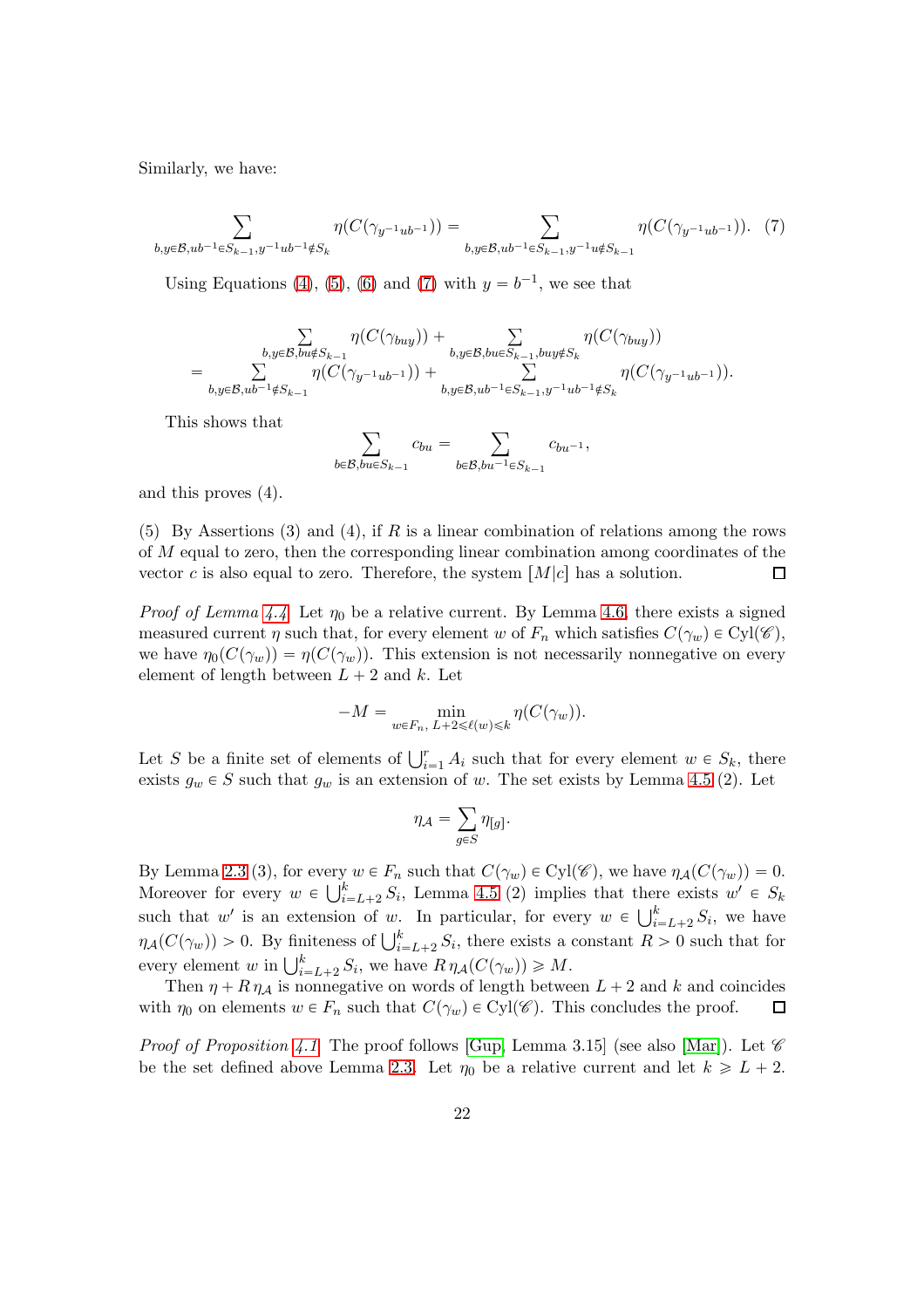Similarly, we have:

$$\sum_{b,y\in\mathcal{B},ub^{-1}\in S_{k-1},y^{-1}ub^{-1}\notin S_k}\eta(C(\gamma_{y^{-1}ub^{-1}}))=\sum_{b,y\in\mathcal{B},ub^{-1}\in S_{k-1},y^{-1}u\notin S_{k-1}}\eta(C(\gamma_{y^{-1}ub^{-1}})).\quad(7)$$

Using Equations (4), (5), (6) and (7) with $y=b^{-1}$, we see that

$$\begin{aligned}&\sum_{b,y\in\mathcal{B},bu\notin S_{k-1}}\eta(C(\gamma_{buy}))+\sum_{b,y\in\mathcal{B},bu\in S_{k-1},buy\notin S_k}\eta(C(\gamma_{buy}))\\=&\sum_{b,y\in\mathcal{B},ub^{-1}\notin S_{k-1}}\eta(C(\gamma_{y^{-1}ub^{-1}}))+\sum_{b,y\in\mathcal{B},ub^{-1}\in S_{k-1},y^{-1}ub^{-1}\notin S_k}\eta(C(\gamma_{y^{-1}ub^{-1}})).\end{aligned}$$

This shows that

$$\sum_{b\in\mathcal{B},bu\in S_{k-1}}c_{bu}=\sum_{b\in\mathcal{B},bu^{-1}\in S_{k-1}}c_{bu^{-1}},$$

and this proves (4).

(5) By Assertions (3) and (4), if $R$ is a linear combination of relations among the rows of $M$ equal to zero, then the corresponding linear combination among coordinates of the vector $c$ is also equal to zero. Therefore, the system $[M|c]$ has a solution. □

*Proof of Lemma 4.4.* Let $\eta_0$ be a relative current. By Lemma 4.6, there exists a signed measured current $\eta$ such that, for every element $w$ of $F_n$ which satisfies $C(\gamma_w)\in\mathrm{Cyl}(\mathscr{C})$, we have $\eta_0(C(\gamma_w))=\eta(C(\gamma_w))$. This extension is not necessarily nonnegative on every element of length between $L+2$ and $k$. Let

$$-M=\min_{w\in F_n,\ L+2\leqslant\ell(w)\leqslant k}\eta(C(\gamma_w)).$$

Let $S$ be a finite set of elements of $\bigcup_{i=1}^{r}A_i$ such that for every element $w\in S_k$, there exists $g_w\in S$ such that $g_w$ is an extension of $w$. The set exists by Lemma 4.5 (2). Let

$$\eta_{\mathcal{A}}=\sum_{g\in S}\eta_{[g]}.$$

By Lemma 2.3 (3), for every $w\in F_n$ such that $C(\gamma_w)\in\mathrm{Cyl}(\mathscr{C})$, we have $\eta_{\mathcal{A}}(C(\gamma_w))=0$. Moreover for every $w\in\bigcup_{i=L+2}^{k}S_i$, Lemma 4.5 (2) implies that there exists $w'\in S_k$ such that $w'$ is an extension of $w$. In particular, for every $w\in\bigcup_{i=L+2}^{k}S_i$, we have $\eta_{\mathcal{A}}(C(\gamma_w))>0$. By finiteness of $\bigcup_{i=L+2}^{k}S_i$, there exists a constant $R>0$ such that for every element $w$ in $\bigcup_{i=L+2}^{k}S_i$, we have $R\,\eta_{\mathcal{A}}(C(\gamma_w))\geqslant M$.

Then $\eta+R\,\eta_{\mathcal{A}}$ is nonnegative on words of length between $L+2$ and $k$ and coincides with $\eta_0$ on elements $w\in F_n$ such that $C(\gamma_w)\in\mathrm{Cyl}(\mathscr{C})$. This concludes the proof. □

*Proof of Proposition 4.1.* The proof follows [Gup, Lemma 3.15] (see also [Mar]). Let $\mathscr{C}$ be the set defined above Lemma 2.3. Let $\eta_0$ be a relative current and let $k\geqslant L+2$.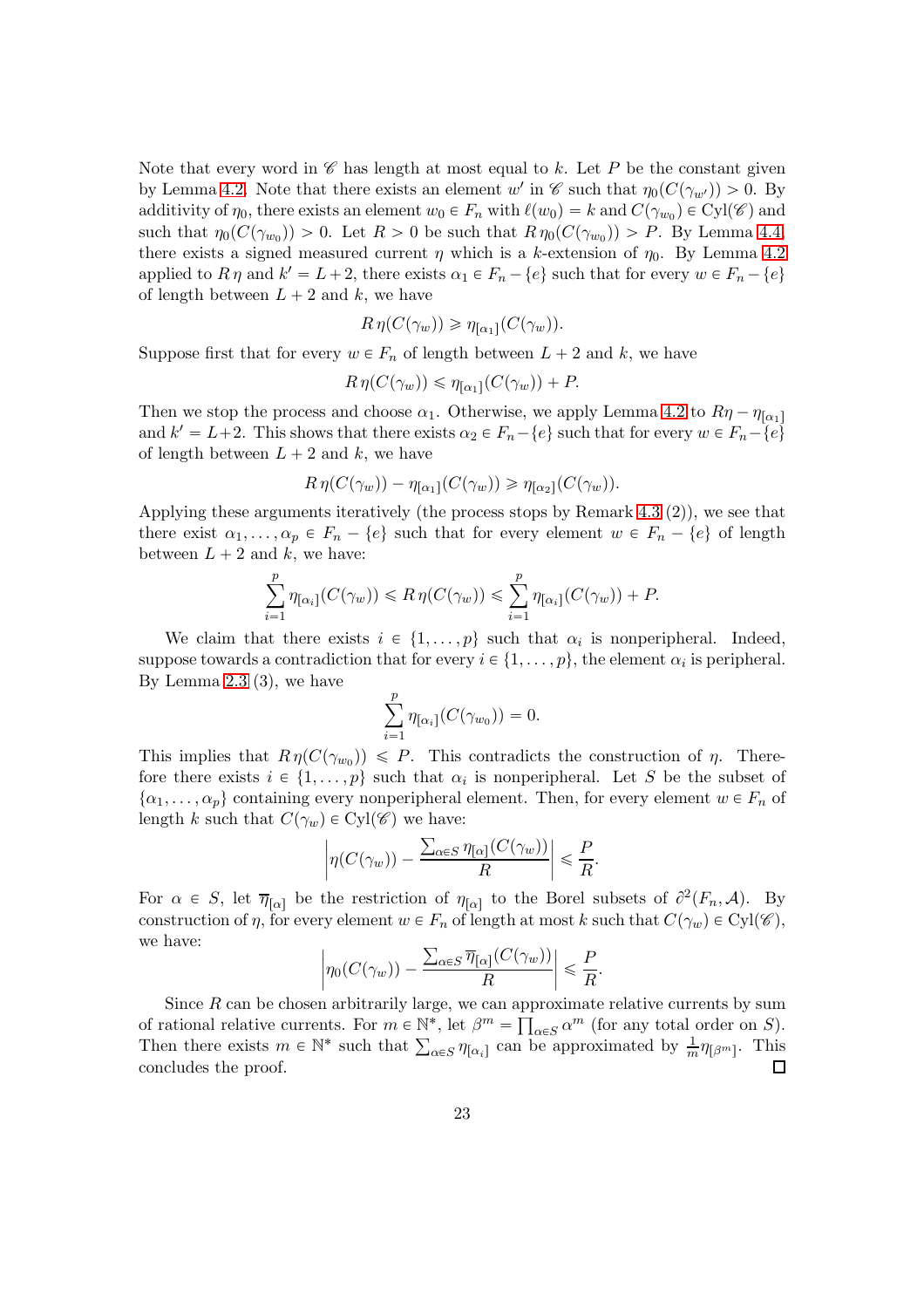Note that every word in $\mathscr{C}$ has length at most equal to $k$. Let $P$ be the constant given by Lemma 4.2. Note that there exists an element $w'$ in $\mathscr{C}$ such that $\eta_0(C(\gamma_{w'})) > 0$. By additivity of $\eta_0$, there exists an element $w_0 \in F_n$ with $\ell(w_0) = k$ and $C(\gamma_{w_0}) \in \mathrm{Cyl}(\mathscr{C})$ and such that $\eta_0(C(\gamma_{w_0})) > 0$. Let $R > 0$ be such that $R\,\eta_0(C(\gamma_{w_0})) > P$. By Lemma 4.4, there exists a signed measured current $\eta$ which is a $k$-extension of $\eta_0$. By Lemma 4.2 applied to $R\,\eta$ and $k' = L+2$, there exists $\alpha_1 \in F_n - \{e\}$ such that for every $w \in F_n - \{e\}$ of length between $L+2$ and $k$, we have

$$R\,\eta(C(\gamma_w)) \geqslant \eta_{[\alpha_1]}(C(\gamma_w)).$$

Suppose first that for every $w \in F_n$ of length between $L+2$ and $k$, we have

$$R\,\eta(C(\gamma_w)) \leqslant \eta_{[\alpha_1]}(C(\gamma_w)) + P.$$

Then we stop the process and choose $\alpha_1$. Otherwise, we apply Lemma 4.2 to $R\eta - \eta_{[\alpha_1]}$ and $k' = L+2$. This shows that there exists $\alpha_2 \in F_n - \{e\}$ such that for every $w \in F_n - \{e\}$ of length between $L+2$ and $k$, we have

$$R\,\eta(C(\gamma_w)) - \eta_{[\alpha_1]}(C(\gamma_w)) \geqslant \eta_{[\alpha_2]}(C(\gamma_w)).$$

Applying these arguments iteratively (the process stops by Remark 4.3 (2)), we see that there exist $\alpha_1, \ldots, \alpha_p \in F_n - \{e\}$ such that for every element $w \in F_n - \{e\}$ of length between $L+2$ and $k$, we have:

$$\sum_{i=1}^{p} \eta_{[\alpha_i]}(C(\gamma_w)) \leqslant R\,\eta(C(\gamma_w)) \leqslant \sum_{i=1}^{p} \eta_{[\alpha_i]}(C(\gamma_w)) + P.$$

We claim that there exists $i \in \{1, \ldots, p\}$ such that $\alpha_i$ is nonperipheral. Indeed, suppose towards a contradiction that for every $i \in \{1, \ldots, p\}$, the element $\alpha_i$ is peripheral. By Lemma 2.3 (3), we have

$$\sum_{i=1}^{p} \eta_{[\alpha_i]}(C(\gamma_{w_0})) = 0.$$

This implies that $R\,\eta(C(\gamma_{w_0})) \leqslant P$. This contradicts the construction of $\eta$. Therefore there exists $i \in \{1, \ldots, p\}$ such that $\alpha_i$ is nonperipheral. Let $S$ be the subset of $\{\alpha_1, \ldots, \alpha_p\}$ containing every nonperipheral element. Then, for every element $w \in F_n$ of length $k$ such that $C(\gamma_w) \in \mathrm{Cyl}(\mathscr{C})$ we have:

$$\left| \eta(C(\gamma_w)) - \frac{\sum_{\alpha \in S} \eta_{[\alpha]}(C(\gamma_w))}{R} \right| \leqslant \frac{P}{R}.$$

For $\alpha \in S$, let $\overline{\eta}_{[\alpha]}$ be the restriction of $\eta_{[\alpha]}$ to the Borel subsets of $\partial^2(F_n, \mathcal{A})$. By construction of $\eta$, for every element $w \in F_n$ of length at most $k$ such that $C(\gamma_w) \in \mathrm{Cyl}(\mathscr{C})$, we have:

$$\left| \eta_0(C(\gamma_w)) - \frac{\sum_{\alpha \in S} \overline{\eta}_{[\alpha]}(C(\gamma_w))}{R} \right| \leqslant \frac{P}{R}.$$

Since $R$ can be chosen arbitrarily large, we can approximate relative currents by sum of rational relative currents. For $m \in \mathbb{N}^*$, let $\beta^m = \prod_{\alpha \in S} \alpha^m$ (for any total order on $S$). Then there exists $m \in \mathbb{N}^*$ such that $\sum_{\alpha \in S} \eta_{[\alpha_i]}$ can be approximated by $\frac{1}{m}\eta_{[\beta^m]}$. This concludes the proof. $\square$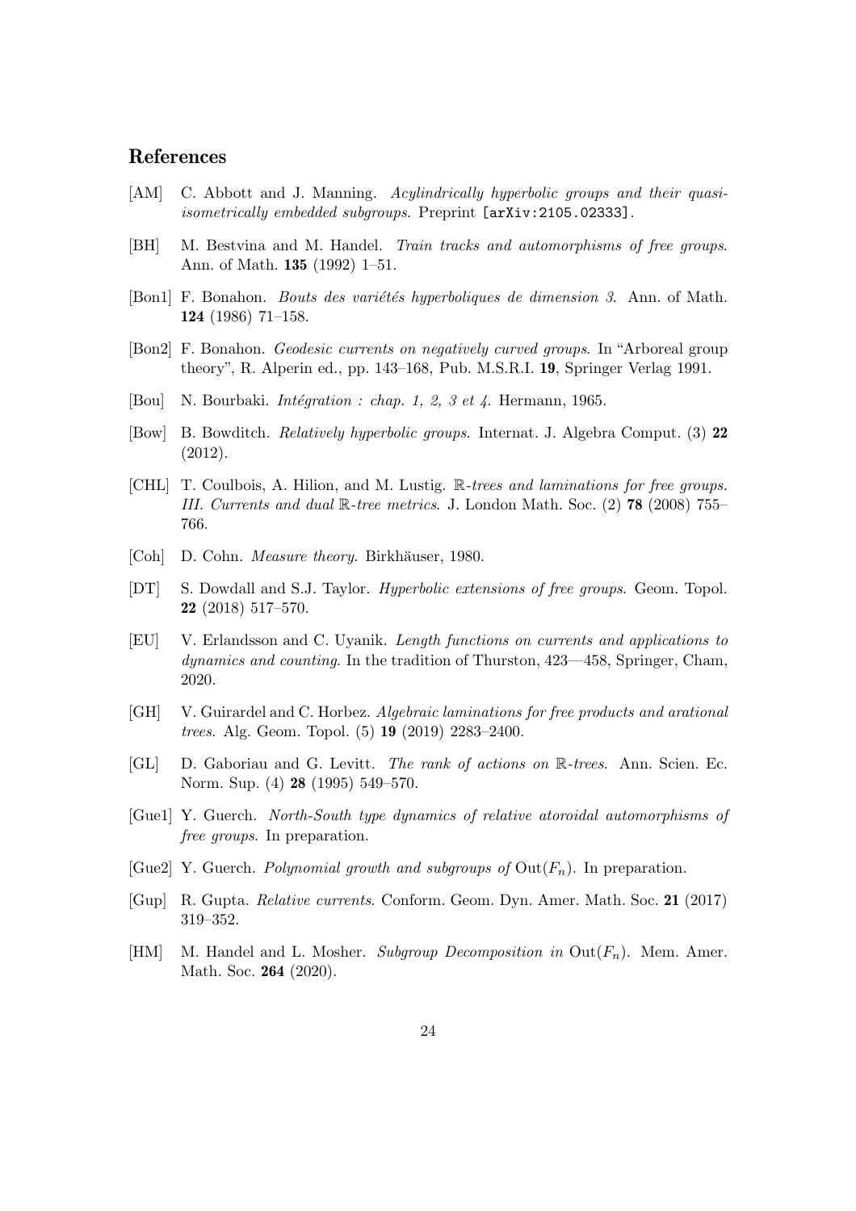## References

- [AM] C. Abbott and J. Manning. *Acylindrically hyperbolic groups and their quasi-isometrically embedded subgroups*. Preprint [arXiv:2105.02333].
- [BH] M. Bestvina and M. Handel. *Train tracks and automorphisms of free groups*. Ann. of Math. **135** (1992) 1–51.
- [Bon1] F. Bonahon. *Bouts des variétés hyperboliques de dimension 3*. Ann. of Math. **124** (1986) 71–158.
- [Bon2] F. Bonahon. *Geodesic currents on negatively curved groups*. In "Arboreal group theory", R. Alperin ed., pp. 143–168, Pub. M.S.R.I. **19**, Springer Verlag 1991.
- [Bou] N. Bourbaki. *Intégration : chap. 1, 2, 3 et 4*. Hermann, 1965.
- [Bow] B. Bowditch. *Relatively hyperbolic groups*. Internat. J. Algebra Comput. (3) **22** (2012).
- [CHL] T. Coulbois, A. Hilion, and M. Lustig. *$\mathbb{R}$-trees and laminations for free groups. III. Currents and dual $\mathbb{R}$-tree metrics*. J. London Math. Soc. (2) **78** (2008) 755–766.
- [Coh] D. Cohn. *Measure theory*. Birkhäuser, 1980.
- [DT] S. Dowdall and S.J. Taylor. *Hyperbolic extensions of free groups*. Geom. Topol. **22** (2018) 517–570.
- [EU] V. Erlandsson and C. Uyanik. *Length functions on currents and applications to dynamics and counting*. In the tradition of Thurston, 423—458, Springer, Cham, 2020.
- [GH] V. Guirardel and C. Horbez. *Algebraic laminations for free products and arational trees*. Alg. Geom. Topol. (5) **19** (2019) 2283–2400.
- [GL] D. Gaboriau and G. Levitt. *The rank of actions on $\mathbb{R}$-trees*. Ann. Scien. Ec. Norm. Sup. (4) **28** (1995) 549–570.
- [Gue1] Y. Guerch. *North-South type dynamics of relative atoroidal automorphisms of free groups*. In preparation.
- [Gue2] Y. Guerch. *Polynomial growth and subgroups of $\mathrm{Out}(F_n)$*. In preparation.
- [Gup] R. Gupta. *Relative currents*. Conform. Geom. Dyn. Amer. Math. Soc. **21** (2017) 319–352.
- [HM] M. Handel and L. Mosher. *Subgroup Decomposition in $\mathrm{Out}(F_n)$*. Mem. Amer. Math. Soc. **264** (2020).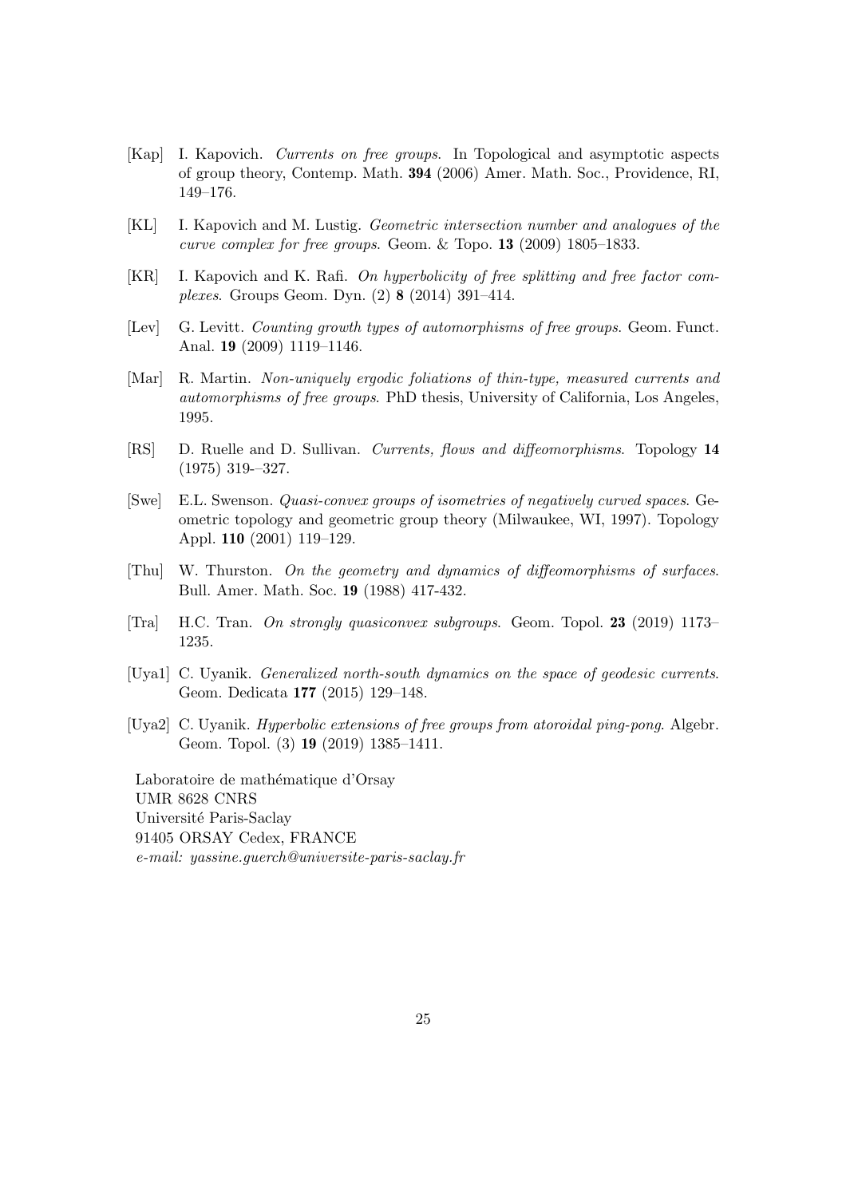[Kap] I. Kapovich. *Currents on free groups.* In Topological and asymptotic aspects of group theory, Contemp. Math. **394** (2006) Amer. Math. Soc., Providence, RI, 149–176.

[KL] I. Kapovich and M. Lustig. *Geometric intersection number and analogues of the curve complex for free groups*. Geom. & Topo. **13** (2009) 1805–1833.

[KR] I. Kapovich and K. Rafi. *On hyperbolicity of free splitting and free factor complexes*. Groups Geom. Dyn. (2) **8** (2014) 391–414.

[Lev] G. Levitt. *Counting growth types of automorphisms of free groups*. Geom. Funct. Anal. **19** (2009) 1119–1146.

[Mar] R. Martin. *Non-uniquely ergodic foliations of thin-type, measured currents and automorphisms of free groups*. PhD thesis, University of California, Los Angeles, 1995.

[RS] D. Ruelle and D. Sullivan. *Currents, flows and diffeomorphisms*. Topology **14** (1975) 319-–327.

[Swe] E.L. Swenson. *Quasi-convex groups of isometries of negatively curved spaces*. Geometric topology and geometric group theory (Milwaukee, WI, 1997). Topology Appl. **110** (2001) 119–129.

[Thu] W. Thurston. *On the geometry and dynamics of diffeomorphisms of surfaces*. Bull. Amer. Math. Soc. **19** (1988) 417-432.

[Tra] H.C. Tran. *On strongly quasiconvex subgroups*. Geom. Topol. **23** (2019) 1173–1235.

[Uya1] C. Uyanik. *Generalized north-south dynamics on the space of geodesic currents*. Geom. Dedicata **177** (2015) 129–148.

[Uya2] C. Uyanik. *Hyperbolic extensions of free groups from atoroidal ping-pong*. Algebr. Geom. Topol. (3) **19** (2019) 1385–1411.

Laboratoire de mathématique d'Orsay
UMR 8628 CNRS
Université Paris-Saclay
91405 ORSAY Cedex, FRANCE
*e-mail: yassine.guerch@universite-paris-saclay.fr*